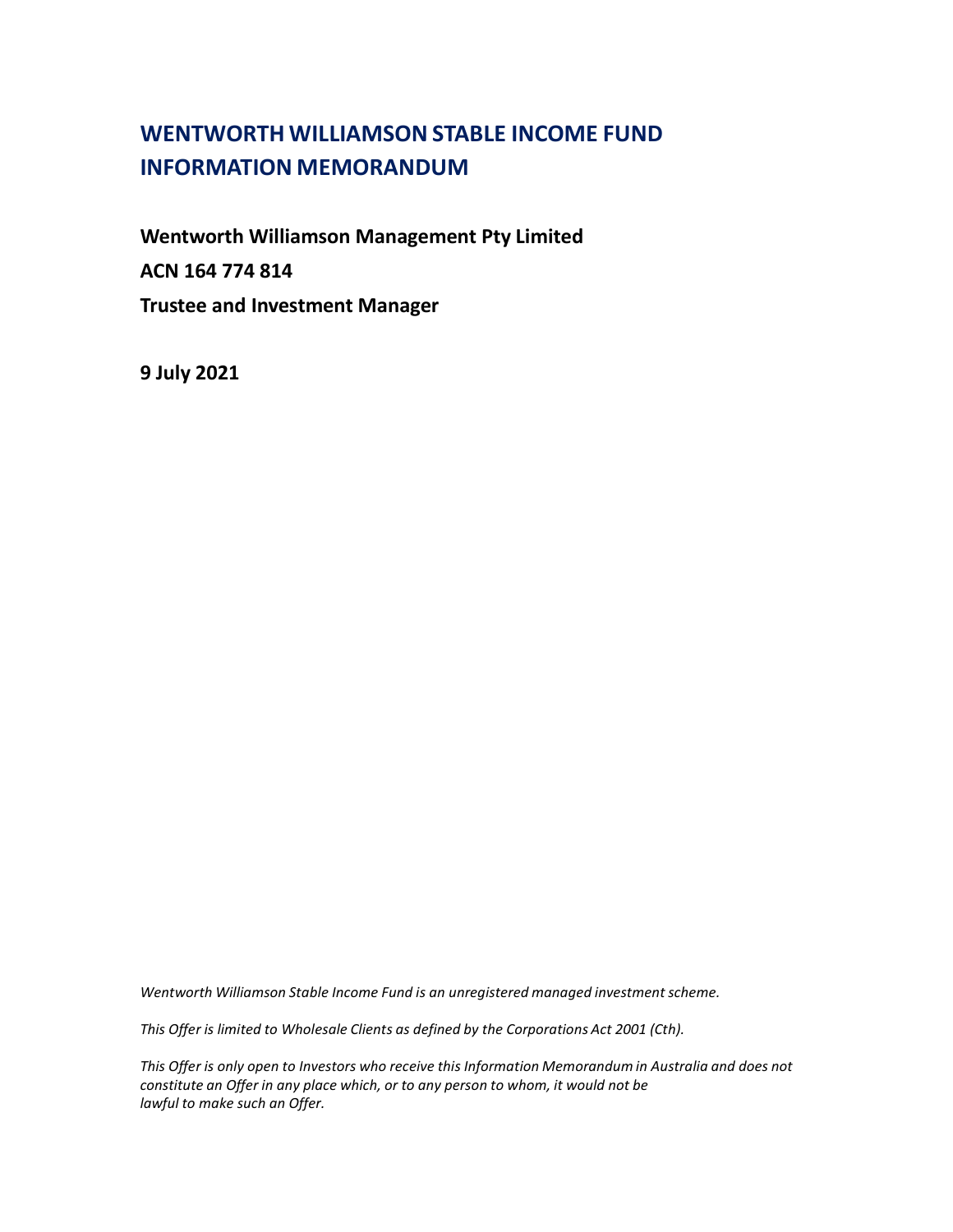# WENTWORTH WILLIAMSON STABLE INCOME FUND INFORMATION MEMORANDUM

**Wentworth Williamson Management Pty Limited**

**ACN 164 774 814**

**Trustee and Investment Manager**

**9 July 2021**

*Wentworth Williamson Stable Income Fund is an unregistered managed investment scheme.*

*This Offer is limited to Wholesale Clients as defined by the Corporations Act 2001 (Cth).*

*This Offer is only open to Investors who receive this Information Memorandum in Australia and does not constitute an Offer in any place which, or to any person to whom, it would not be lawful to make such an Offer.*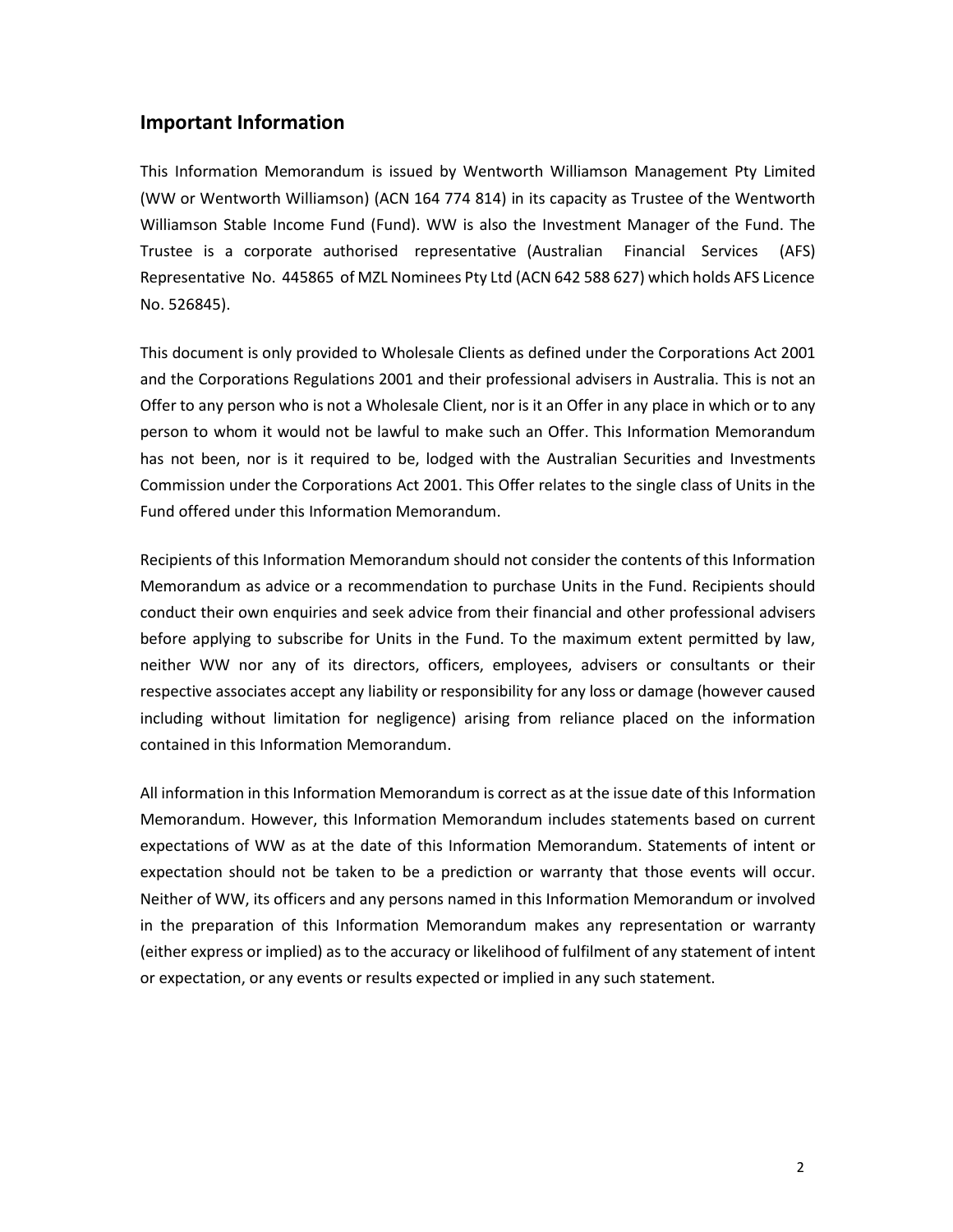## Important Information

This Information Memorandum is issued by Wentworth Williamson Management Pty Limited (WW or Wentworth Williamson) (ACN 164 774 814) in its capacity as Trustee of the Wentworth Williamson Stable Income Fund (Fund). WW is also the Investment Manager of the Fund. The Trustee is a corporate authorised representative (Australian Financial Services (AFS) Representative No. 445865 of MZL Nominees Pty Ltd (ACN 642 588 627) which holds AFS Licence No. 526845).

This document is only provided to Wholesale Clients as defined under the Corporations Act 2001 and the Corporations Regulations 2001 and their professional advisers in Australia. This is not an Offer to any person who is not a Wholesale Client, nor is it an Offer in any place in which or to any person to whom it would not be lawful to make such an Offer. This Information Memorandum has not been, nor is it required to be, lodged with the Australian Securities and Investments Commission under the Corporations Act 2001. This Offer relates to the single class of Units in the Fund offered under this Information Memorandum.

Recipients of this Information Memorandum should not consider the contents of this Information Memorandum as advice or a recommendation to purchase Units in the Fund. Recipients should conduct their own enquiries and seek advice from their financial and other professional advisers before applying to subscribe for Units in the Fund. To the maximum extent permitted by law, neither WW nor any of its directors, officers, employees, advisers or consultants or their respective associates accept any liability or responsibility for any loss or damage (however caused including without limitation for negligence) arising from reliance placed on the information contained in this Information Memorandum.

All information in this Information Memorandum is correct as at the issue date of this Information Memorandum. However, this Information Memorandum includes statements based on current expectations of WW as at the date of this Information Memorandum. Statements of intent or expectation should not be taken to be a prediction or warranty that those events will occur. Neither of WW, its officers and any persons named in this Information Memorandum or involved in the preparation of this Information Memorandum makes any representation or warranty (either express or implied) as to the accuracy or likelihood of fulfilment of any statement of intent or expectation, or any events or results expected or implied in any such statement.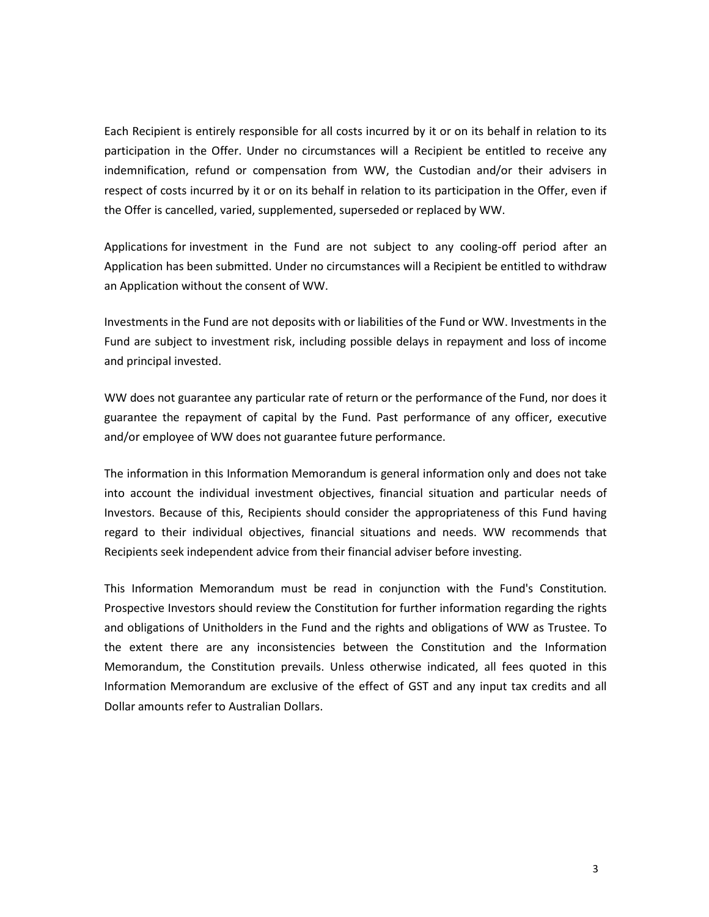Each Recipient is entirely responsible for all costs incurred by it or on its behalf in relation to its participation in the Offer. Under no circumstances will a Recipient be entitled to receive any indemnification, refund or compensation from WW, the Custodian and/or their advisers in respect of costs incurred by it or on its behalf in relation to its participation in the Offer, even if the Offer is cancelled, varied, supplemented, superseded or replaced by WW.

Applications for investment in the Fund are not subject to any cooling-off period after an Application has been submitted. Under no circumstances will a Recipient be entitled to withdraw an Application without the consent of WW.

Investments in the Fund are not deposits with or liabilities of the Fund or WW. Investments in the Fund are subject to investment risk, including possible delays in repayment and loss of income and principal invested.

WW does not guarantee any particular rate of return or the performance of the Fund, nor does it guarantee the repayment of capital by the Fund. Past performance of any officer, executive and/or employee of WW does not guarantee future performance.

The information in this Information Memorandum is general information only and does not take into account the individual investment objectives, financial situation and particular needs of Investors. Because of this, Recipients should consider the appropriateness of this Fund having regard to their individual objectives, financial situations and needs. WW recommends that Recipients seek independent advice from their financial adviser before investing.

This Information Memorandum must be read in conjunction with the Fund's Constitution. Prospective Investors should review the Constitution for further information regarding the rights and obligations of Unitholders in the Fund and the rights and obligations of WW as Trustee. To the extent there are any inconsistencies between the Constitution and the Information Memorandum, the Constitution prevails. Unless otherwise indicated, all fees quoted in this Information Memorandum are exclusive of the effect of GST and any input tax credits and all Dollar amounts refer to Australian Dollars.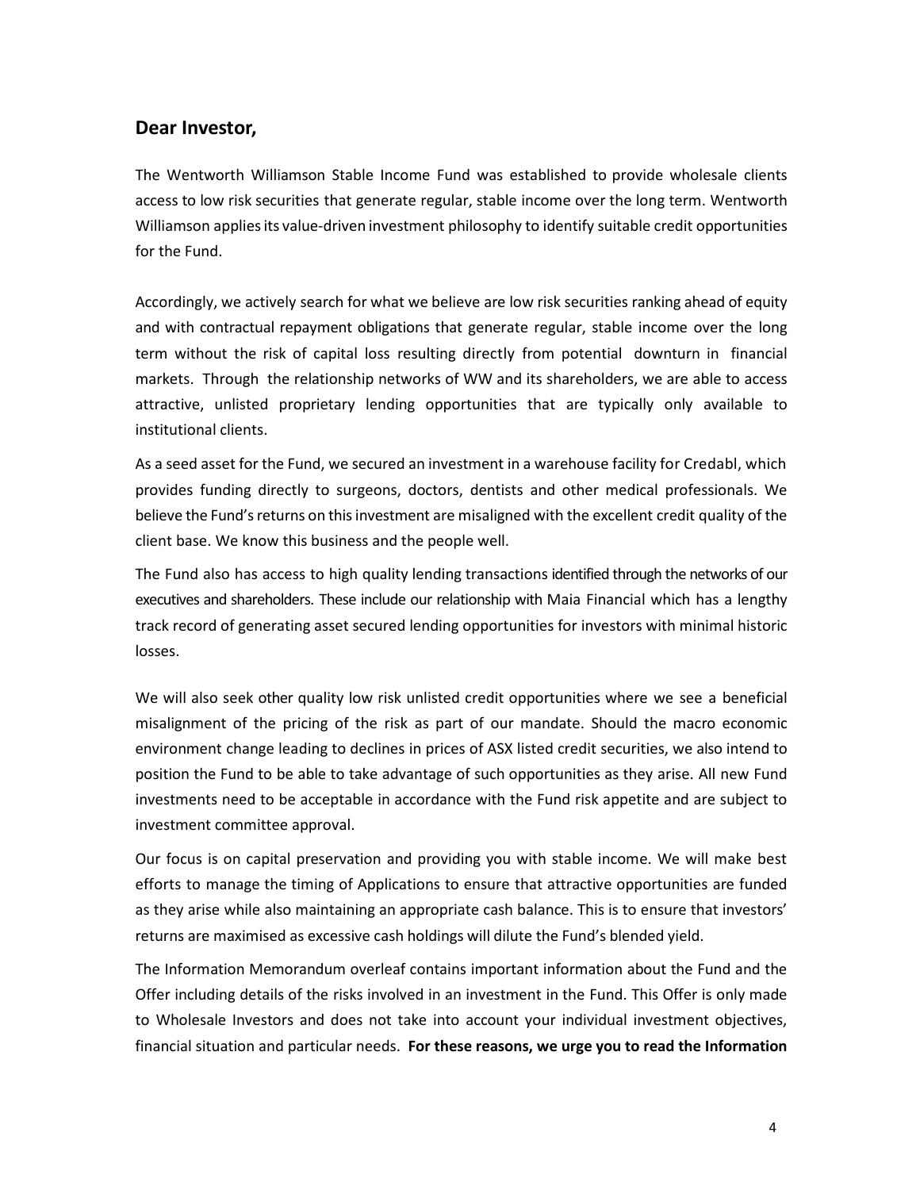## Dear Investor,

The Wentworth Williamson Stable Income Fund was established to provide wholesale clients access to low risk securities that generate regular, stable income over the long term. Wentworth Williamson applies its value-driven investment philosophy to identify suitable credit opportunities for the Fund.

Accordingly, we actively search for what we believe are low risk securities ranking ahead of equity and with contractual repayment obligations that generate regular, stable income over the long term without the risk of capital loss resulting directly from potential downturn in financial markets. Through the relationship networks of WW and its shareholders, we are able to access attractive, unlisted proprietary lending opportunities that are typically only available to institutional clients.

As a seed asset for the Fund, we secured an investment in a warehouse facility for Credabl, which provides funding directly to surgeons, doctors, dentists and other medical professionals. We believe the Fund's returns on this investment are misaligned with the excellent credit quality of the client base. We know this business and the people well.

The Fund also has access to high quality lending transactions identified through the networks of our executives and shareholders. These include our relationship with Maia Financial which has a lengthy track record of generating asset secured lending opportunities for investors with minimal historic losses.

We will also seek other quality low risk unlisted credit opportunities where we see a beneficial misalignment of the pricing of the risk as part of our mandate. Should the macro economic environment change leading to declines in prices of ASX listed credit securities, we also intend to position the Fund to be able to take advantage of such opportunities as they arise. All new Fund investments need to be acceptable in accordance with the Fund risk appetite and are subject to investment committee approval.

Our focus is on capital preservation and providing you with stable income. We will make best efforts to manage the timing of Applications to ensure that attractive opportunities are funded as they arise while also maintaining an appropriate cash balance. This is to ensure that investors' returns are maximised as excessive cash holdings will dilute the Fund's blended yield.

The Information Memorandum overleaf contains important information about the Fund and the Offer including details of the risks involved in an investment in the Fund. This Offer is only made to Wholesale Investors and does not take into account your individual investment objectives, financial situation and particular needs. **For these reasons, we urge you to read the Information**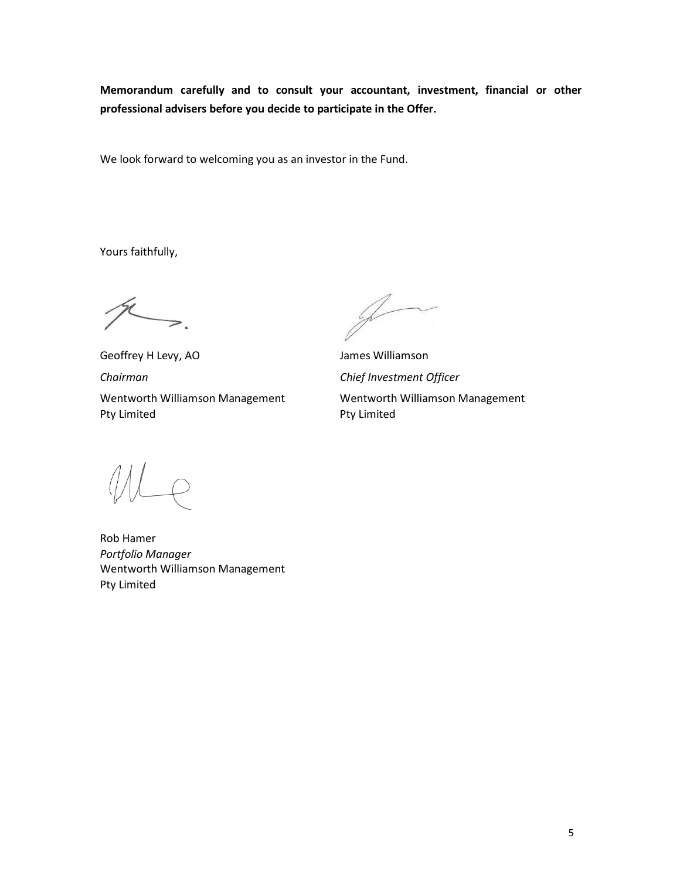**Memorandum carefully and to consult your accountant, investment, financial or other professional advisers before you decide to participate in the Offer.**

We look forward to welcoming you as an investor in the Fund.

Yours faithfully,

Geoffrey H Levy, AO
*Chairman*
Wentworth Williamson Management Pty Limited

James Williamson
*Chief Investment Officer*
Wentworth Williamson Management Pty Limited

Rob Hamer
*Portfolio Manager*
Wentworth Williamson Management Pty Limited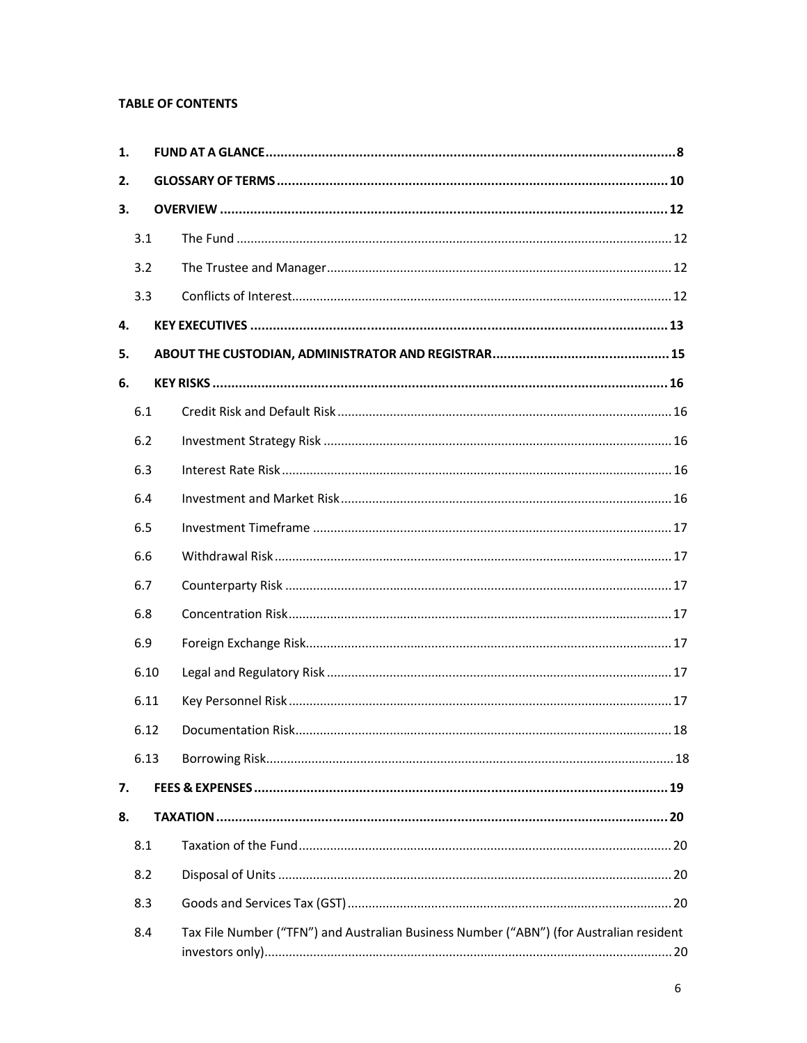**TABLE OF CONTENTS**

| | | |
|---|---|---|
| **1.** | **FUND AT A GLANCE** | **8** |
| **2.** | **GLOSSARY OF TERMS** | **10** |
| **3.** | **OVERVIEW** | **12** |
| 3.1 | The Fund | 12 |
| 3.2 | The Trustee and Manager | 12 |
| 3.3 | Conflicts of Interest | 12 |
| **4.** | **KEY EXECUTIVES** | **13** |
| **5.** | **ABOUT THE CUSTODIAN, ADMINISTRATOR AND REGISTRAR** | **15** |
| **6.** | **KEY RISKS** | **16** |
| 6.1 | Credit Risk and Default Risk | 16 |
| 6.2 | Investment Strategy Risk | 16 |
| 6.3 | Interest Rate Risk | 16 |
| 6.4 | Investment and Market Risk | 16 |
| 6.5 | Investment Timeframe | 17 |
| 6.6 | Withdrawal Risk | 17 |
| 6.7 | Counterparty Risk | 17 |
| 6.8 | Concentration Risk | 17 |
| 6.9 | Foreign Exchange Risk | 17 |
| 6.10 | Legal and Regulatory Risk | 17 |
| 6.11 | Key Personnel Risk | 17 |
| 6.12 | Documentation Risk | 18 |
| 6.13 | Borrowing Risk | 18 |
| **7.** | **FEES & EXPENSES** | **19** |
| **8.** | **TAXATION** | **20** |
| 8.1 | Taxation of the Fund | 20 |
| 8.2 | Disposal of Units | 20 |
| 8.3 | Goods and Services Tax (GST) | 20 |
| 8.4 | Tax File Number ("TFN") and Australian Business Number ("ABN") (for Australian resident investors only) | 20 |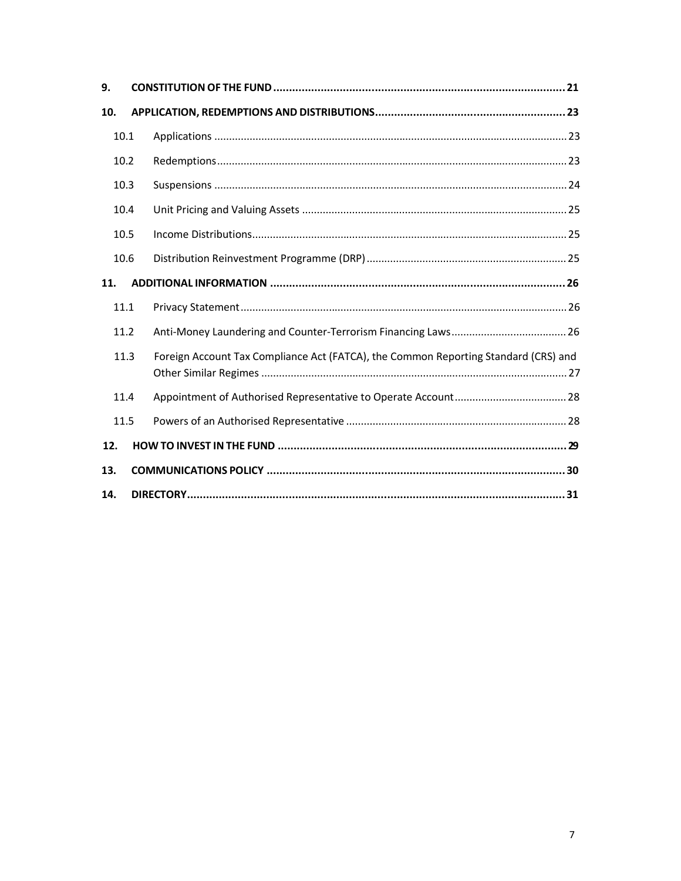| | | |
|---|---|---|
| **9.** | **CONSTITUTION OF THE FUND** | **21** |
| **10.** | **APPLICATION, REDEMPTIONS AND DISTRIBUTIONS** | **23** |
| 10.1 | Applications | 23 |
| 10.2 | Redemptions | 23 |
| 10.3 | Suspensions | 24 |
| 10.4 | Unit Pricing and Valuing Assets | 25 |
| 10.5 | Income Distributions | 25 |
| 10.6 | Distribution Reinvestment Programme (DRP) | 25 |
| **11.** | **ADDITIONAL INFORMATION** | **26** |
| 11.1 | Privacy Statement | 26 |
| 11.2 | Anti-Money Laundering and Counter-Terrorism Financing Laws | 26 |
| 11.3 | Foreign Account Tax Compliance Act (FATCA), the Common Reporting Standard (CRS) and Other Similar Regimes | 27 |
| 11.4 | Appointment of Authorised Representative to Operate Account | 28 |
| 11.5 | Powers of an Authorised Representative | 28 |
| **12.** | **HOW TO INVEST IN THE FUND** | **29** |
| **13.** | **COMMUNICATIONS POLICY** | **30** |
| **14.** | **DIRECTORY** | **31** |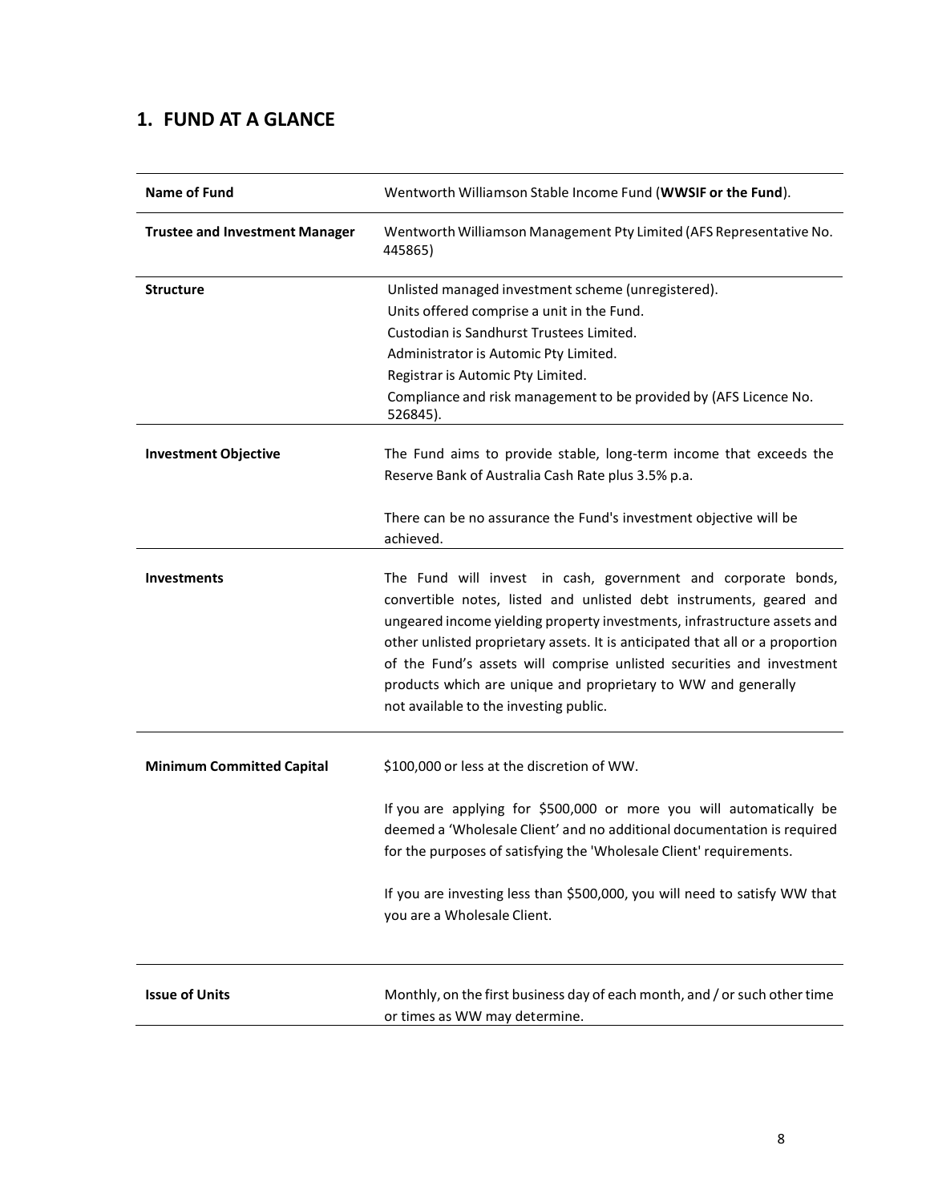## 1. FUND AT A GLANCE

| | |
|---|---|
| **Name of Fund** | Wentworth Williamson Stable Income Fund (**WWSIF or the Fund**). |
| **Trustee and Investment Manager** | Wentworth Williamson Management Pty Limited (AFS Representative No. 445865) |
| **Structure** | Unlisted managed investment scheme (unregistered).<br>Units offered comprise a unit in the Fund.<br>Custodian is Sandhurst Trustees Limited.<br>Administrator is Automic Pty Limited.<br>Registrar is Automic Pty Limited.<br>Compliance and risk management to be provided by (AFS Licence No. 526845). |
| **Investment Objective** | The Fund aims to provide stable, long-term income that exceeds the Reserve Bank of Australia Cash Rate plus 3.5% p.a.<br><br>There can be no assurance the Fund's investment objective will be achieved. |
| **Investments** | The Fund will invest in cash, government and corporate bonds, convertible notes, listed and unlisted debt instruments, geared and ungeared income yielding property investments, infrastructure assets and other unlisted proprietary assets. It is anticipated that all or a proportion of the Fund's assets will comprise unlisted securities and investment products which are unique and proprietary to WW and generally not available to the investing public. |
| **Minimum Committed Capital** | $100,000 or less at the discretion of WW.<br><br>If you are applying for $500,000 or more you will automatically be deemed a 'Wholesale Client' and no additional documentation is required for the purposes of satisfying the 'Wholesale Client' requirements.<br><br>If you are investing less than $500,000, you will need to satisfy WW that you are a Wholesale Client. |
| **Issue of Units** | Monthly, on the first business day of each month, and / or such other time or times as WW may determine. |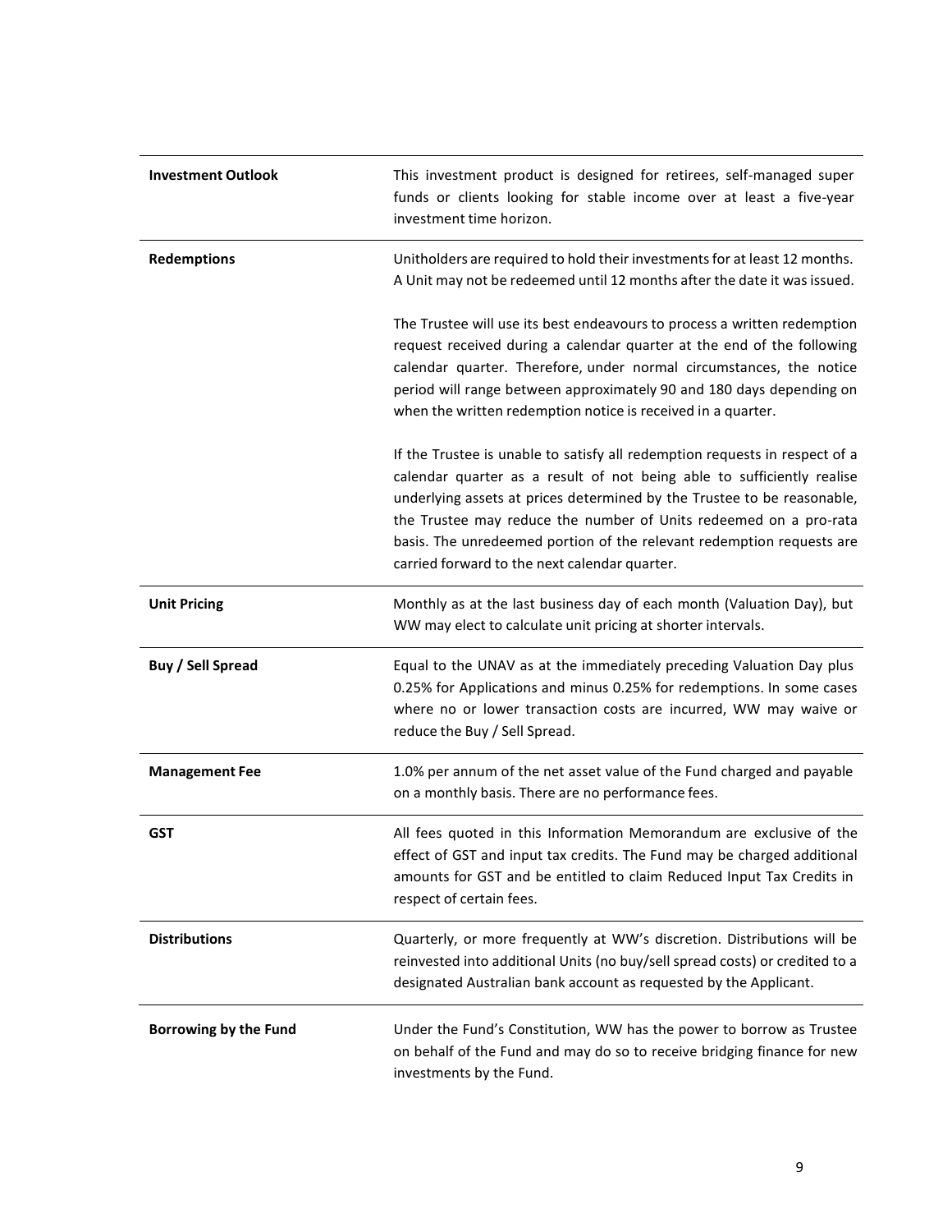| | |
|---|---|
| **Investment Outlook** | This investment product is designed for retirees, self-managed super funds or clients looking for stable income over at least a five-year investment time horizon. |
| **Redemptions** | Unitholders are required to hold their investments for at least 12 months. A Unit may not be redeemed until 12 months after the date it was issued.<br><br>The Trustee will use its best endeavours to process a written redemption request received during a calendar quarter at the end of the following calendar quarter. Therefore, under normal circumstances, the notice period will range between approximately 90 and 180 days depending on when the written redemption notice is received in a quarter.<br><br>If the Trustee is unable to satisfy all redemption requests in respect of a calendar quarter as a result of not being able to sufficiently realise underlying assets at prices determined by the Trustee to be reasonable, the Trustee may reduce the number of Units redeemed on a pro-rata basis. The unredeemed portion of the relevant redemption requests are carried forward to the next calendar quarter. |
| **Unit Pricing** | Monthly as at the last business day of each month (Valuation Day), but WW may elect to calculate unit pricing at shorter intervals. |
| **Buy / Sell Spread** | Equal to the UNAV as at the immediately preceding Valuation Day plus 0.25% for Applications and minus 0.25% for redemptions. In some cases where no or lower transaction costs are incurred, WW may waive or reduce the Buy / Sell Spread. |
| **Management Fee** | 1.0% per annum of the net asset value of the Fund charged and payable on a monthly basis. There are no performance fees. |
| **GST** | All fees quoted in this Information Memorandum are exclusive of the effect of GST and input tax credits. The Fund may be charged additional amounts for GST and be entitled to claim Reduced Input Tax Credits in respect of certain fees. |
| **Distributions** | Quarterly, or more frequently at WW's discretion. Distributions will be reinvested into additional Units (no buy/sell spread costs) or credited to a designated Australian bank account as requested by the Applicant. |
| **Borrowing by the Fund** | Under the Fund's Constitution, WW has the power to borrow as Trustee on behalf of the Fund and may do so to receive bridging finance for new investments by the Fund. |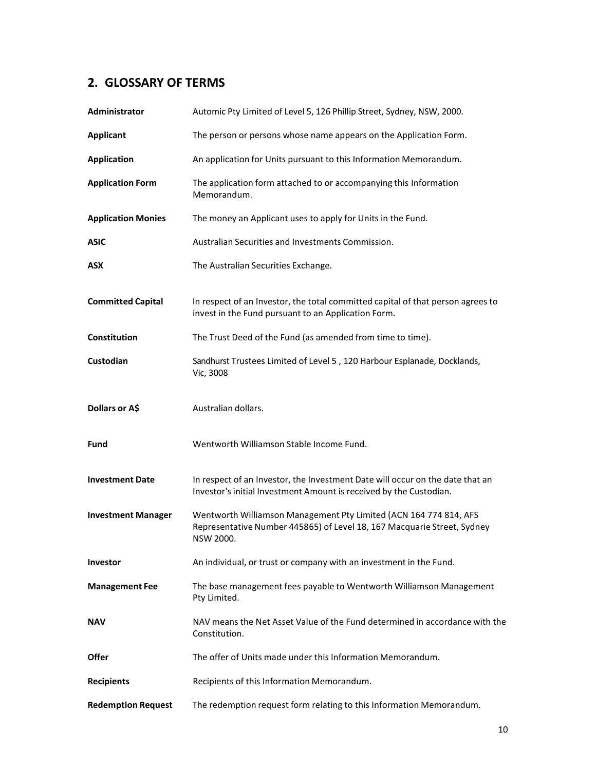## 2. GLOSSARY OF TERMS

| | |
|---|---|
| **Administrator** | Automic Pty Limited of Level 5, 126 Phillip Street, Sydney, NSW, 2000. |
| **Applicant** | The person or persons whose name appears on the Application Form. |
| **Application** | An application for Units pursuant to this Information Memorandum. |
| **Application Form** | The application form attached to or accompanying this Information Memorandum. |
| **Application Monies** | The money an Applicant uses to apply for Units in the Fund. |
| **ASIC** | Australian Securities and Investments Commission. |
| **ASX** | The Australian Securities Exchange. |
| **Committed Capital** | In respect of an Investor, the total committed capital of that person agrees to invest in the Fund pursuant to an Application Form. |
| **Constitution** | The Trust Deed of the Fund (as amended from time to time). |
| **Custodian** | Sandhurst Trustees Limited of Level 5 , 120 Harbour Esplanade, Docklands, Vic, 3008 |
| **Dollars or A$** | Australian dollars. |
| **Fund** | Wentworth Williamson Stable Income Fund. |
| **Investment Date** | In respect of an Investor, the Investment Date will occur on the date that an Investor's initial Investment Amount is received by the Custodian. |
| **Investment Manager** | Wentworth Williamson Management Pty Limited (ACN 164 774 814, AFS Representative Number 445865) of Level 18, 167 Macquarie Street, Sydney NSW 2000. |
| **Investor** | An individual, or trust or company with an investment in the Fund. |
| **Management Fee** | The base management fees payable to Wentworth Williamson Management Pty Limited. |
| **NAV** | NAV means the Net Asset Value of the Fund determined in accordance with the Constitution. |
| **Offer** | The offer of Units made under this Information Memorandum. |
| **Recipients** | Recipients of this Information Memorandum. |
| **Redemption Request** | The redemption request form relating to this Information Memorandum. |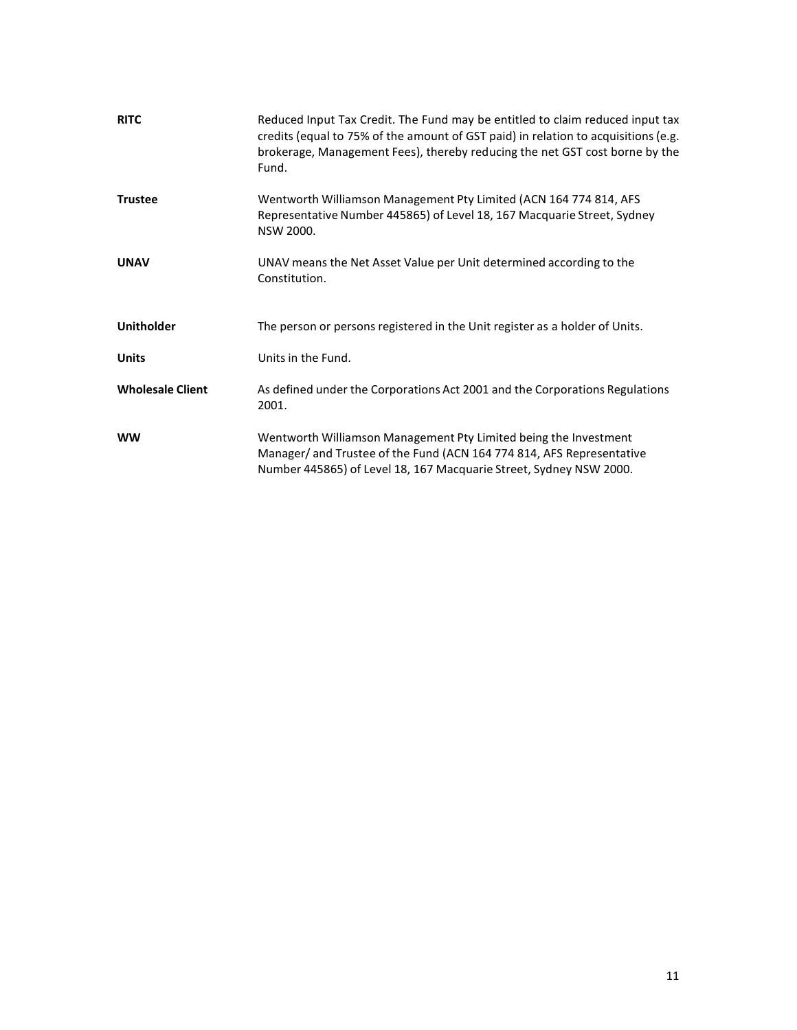| | |
|---|---|
| **RITC** | Reduced Input Tax Credit. The Fund may be entitled to claim reduced input tax credits (equal to 75% of the amount of GST paid) in relation to acquisitions (e.g. brokerage, Management Fees), thereby reducing the net GST cost borne by the Fund. |
| **Trustee** | Wentworth Williamson Management Pty Limited (ACN 164 774 814, AFS Representative Number 445865) of Level 18, 167 Macquarie Street, Sydney NSW 2000. |
| **UNAV** | UNAV means the Net Asset Value per Unit determined according to the Constitution. |
| **Unitholder** | The person or persons registered in the Unit register as a holder of Units. |
| **Units** | Units in the Fund. |
| **Wholesale Client** | As defined under the Corporations Act 2001 and the Corporations Regulations 2001. |
| **WW** | Wentworth Williamson Management Pty Limited being the Investment Manager/ and Trustee of the Fund (ACN 164 774 814, AFS Representative Number 445865) of Level 18, 167 Macquarie Street, Sydney NSW 2000. |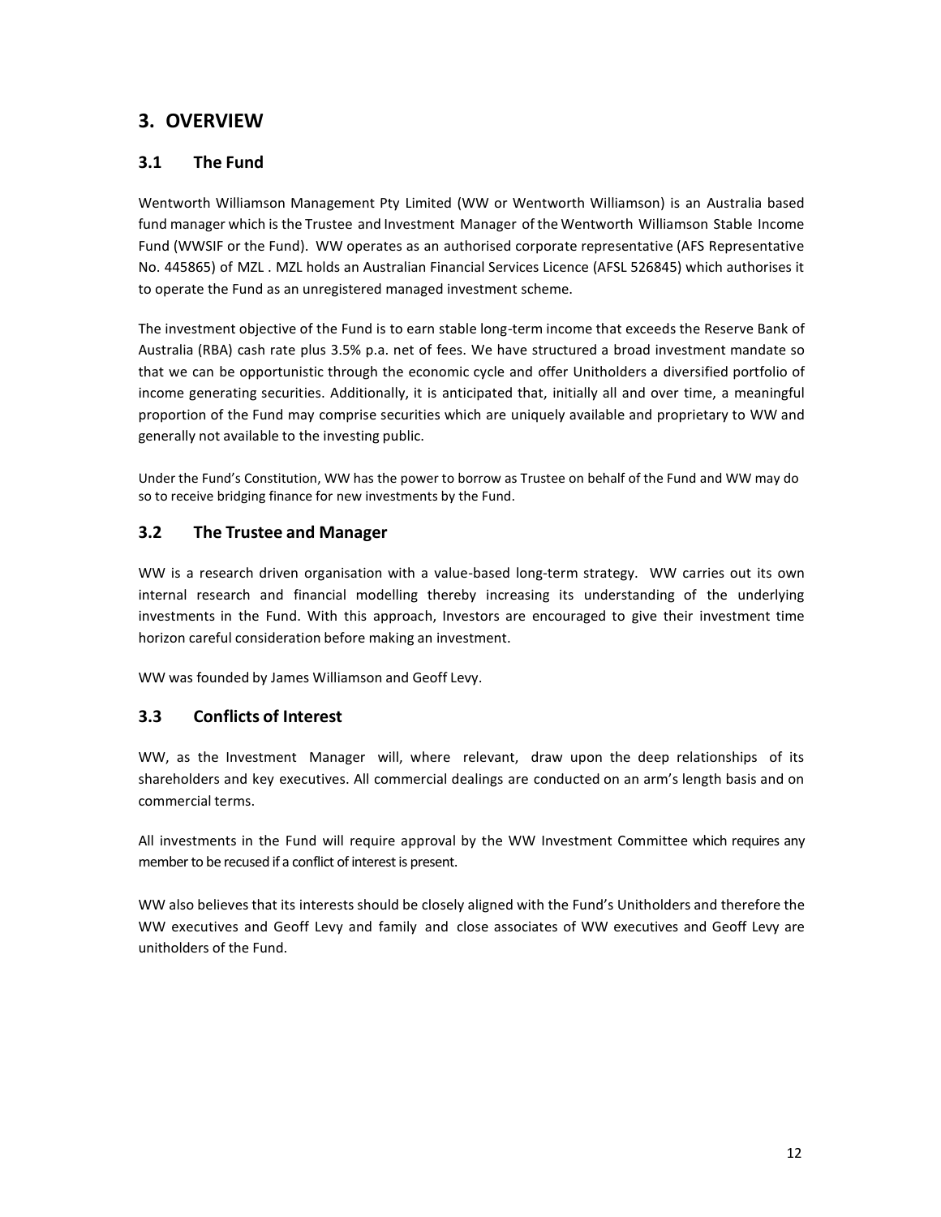# 3. OVERVIEW

## 3.1 The Fund

Wentworth Williamson Management Pty Limited (WW or Wentworth Williamson) is an Australia based fund manager which is the Trustee and Investment Manager of the Wentworth Williamson Stable Income Fund (WWSIF or the Fund). WW operates as an authorised corporate representative (AFS Representative No. 445865) of MZL . MZL holds an Australian Financial Services Licence (AFSL 526845) which authorises it to operate the Fund as an unregistered managed investment scheme.

The investment objective of the Fund is to earn stable long-term income that exceeds the Reserve Bank of Australia (RBA) cash rate plus 3.5% p.a. net of fees. We have structured a broad investment mandate so that we can be opportunistic through the economic cycle and offer Unitholders a diversified portfolio of income generating securities. Additionally, it is anticipated that, initially all and over time, a meaningful proportion of the Fund may comprise securities which are uniquely available and proprietary to WW and generally not available to the investing public.

Under the Fund's Constitution, WW has the power to borrow as Trustee on behalf of the Fund and WW may do so to receive bridging finance for new investments by the Fund.

## 3.2 The Trustee and Manager

WW is a research driven organisation with a value-based long-term strategy. WW carries out its own internal research and financial modelling thereby increasing its understanding of the underlying investments in the Fund. With this approach, Investors are encouraged to give their investment time horizon careful consideration before making an investment.

WW was founded by James Williamson and Geoff Levy.

## 3.3 Conflicts of Interest

WW, as the Investment Manager will, where relevant, draw upon the deep relationships of its shareholders and key executives. All commercial dealings are conducted on an arm's length basis and on commercial terms.

All investments in the Fund will require approval by the WW Investment Committee which requires any member to be recused if a conflict of interest is present.

WW also believes that its interests should be closely aligned with the Fund's Unitholders and therefore the WW executives and Geoff Levy and family and close associates of WW executives and Geoff Levy are unitholders of the Fund.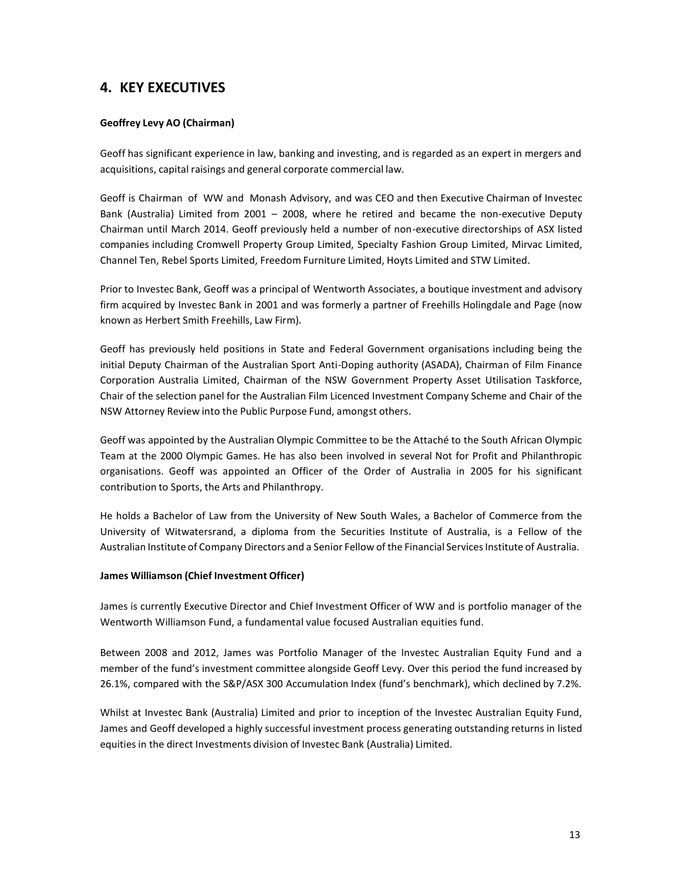## 4. KEY EXECUTIVES

**Geoffrey Levy AO (Chairman)**

Geoff has significant experience in law, banking and investing, and is regarded as an expert in mergers and acquisitions, capital raisings and general corporate commercial law.

Geoff is Chairman of WW and Monash Advisory, and was CEO and then Executive Chairman of Investec Bank (Australia) Limited from 2001 – 2008, where he retired and became the non-executive Deputy Chairman until March 2014. Geoff previously held a number of non-executive directorships of ASX listed companies including Cromwell Property Group Limited, Specialty Fashion Group Limited, Mirvac Limited, Channel Ten, Rebel Sports Limited, Freedom Furniture Limited, Hoyts Limited and STW Limited.

Prior to Investec Bank, Geoff was a principal of Wentworth Associates, a boutique investment and advisory firm acquired by Investec Bank in 2001 and was formerly a partner of Freehills Holingdale and Page (now known as Herbert Smith Freehills, Law Firm).

Geoff has previously held positions in State and Federal Government organisations including being the initial Deputy Chairman of the Australian Sport Anti-Doping authority (ASADA), Chairman of Film Finance Corporation Australia Limited, Chairman of the NSW Government Property Asset Utilisation Taskforce, Chair of the selection panel for the Australian Film Licenced Investment Company Scheme and Chair of the NSW Attorney Review into the Public Purpose Fund, amongst others.

Geoff was appointed by the Australian Olympic Committee to be the Attaché to the South African Olympic Team at the 2000 Olympic Games. He has also been involved in several Not for Profit and Philanthropic organisations. Geoff was appointed an Officer of the Order of Australia in 2005 for his significant contribution to Sports, the Arts and Philanthropy.

He holds a Bachelor of Law from the University of New South Wales, a Bachelor of Commerce from the University of Witwatersrand, a diploma from the Securities Institute of Australia, is a Fellow of the Australian Institute of Company Directors and a Senior Fellow of the Financial Services Institute of Australia.

**James Williamson (Chief Investment Officer)**

James is currently Executive Director and Chief Investment Officer of WW and is portfolio manager of the Wentworth Williamson Fund, a fundamental value focused Australian equities fund.

Between 2008 and 2012, James was Portfolio Manager of the Investec Australian Equity Fund and a member of the fund's investment committee alongside Geoff Levy. Over this period the fund increased by 26.1%, compared with the S&P/ASX 300 Accumulation Index (fund's benchmark), which declined by 7.2%.

Whilst at Investec Bank (Australia) Limited and prior to inception of the Investec Australian Equity Fund, James and Geoff developed a highly successful investment process generating outstanding returns in listed equities in the direct Investments division of Investec Bank (Australia) Limited.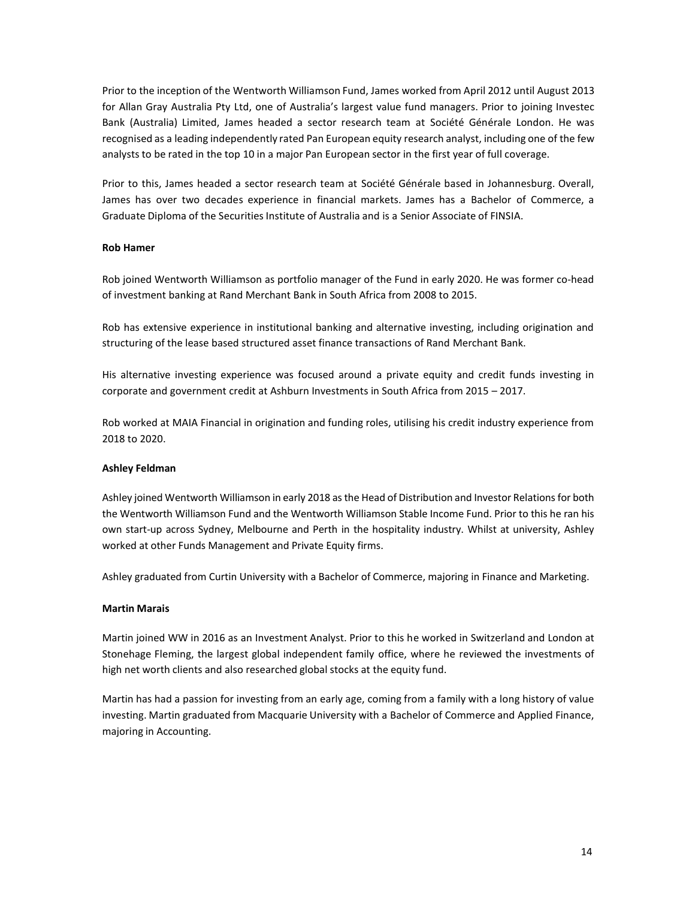Prior to the inception of the Wentworth Williamson Fund, James worked from April 2012 until August 2013 for Allan Gray Australia Pty Ltd, one of Australia's largest value fund managers. Prior to joining Investec Bank (Australia) Limited, James headed a sector research team at Société Générale London. He was recognised as a leading independently rated Pan European equity research analyst, including one of the few analysts to be rated in the top 10 in a major Pan European sector in the first year of full coverage.

Prior to this, James headed a sector research team at Société Générale based in Johannesburg. Overall, James has over two decades experience in financial markets. James has a Bachelor of Commerce, a Graduate Diploma of the Securities Institute of Australia and is a Senior Associate of FINSIA.

**Rob Hamer**

Rob joined Wentworth Williamson as portfolio manager of the Fund in early 2020. He was former co-head of investment banking at Rand Merchant Bank in South Africa from 2008 to 2015.

Rob has extensive experience in institutional banking and alternative investing, including origination and structuring of the lease based structured asset finance transactions of Rand Merchant Bank.

His alternative investing experience was focused around a private equity and credit funds investing in corporate and government credit at Ashburn Investments in South Africa from 2015 – 2017.

Rob worked at MAIA Financial in origination and funding roles, utilising his credit industry experience from 2018 to 2020.

**Ashley Feldman**

Ashley joined Wentworth Williamson in early 2018 as the Head of Distribution and Investor Relations for both the Wentworth Williamson Fund and the Wentworth Williamson Stable Income Fund. Prior to this he ran his own start-up across Sydney, Melbourne and Perth in the hospitality industry. Whilst at university, Ashley worked at other Funds Management and Private Equity firms.

Ashley graduated from Curtin University with a Bachelor of Commerce, majoring in Finance and Marketing.

**Martin Marais**

Martin joined WW in 2016 as an Investment Analyst. Prior to this he worked in Switzerland and London at Stonehage Fleming, the largest global independent family office, where he reviewed the investments of high net worth clients and also researched global stocks at the equity fund.

Martin has had a passion for investing from an early age, coming from a family with a long history of value investing. Martin graduated from Macquarie University with a Bachelor of Commerce and Applied Finance, majoring in Accounting.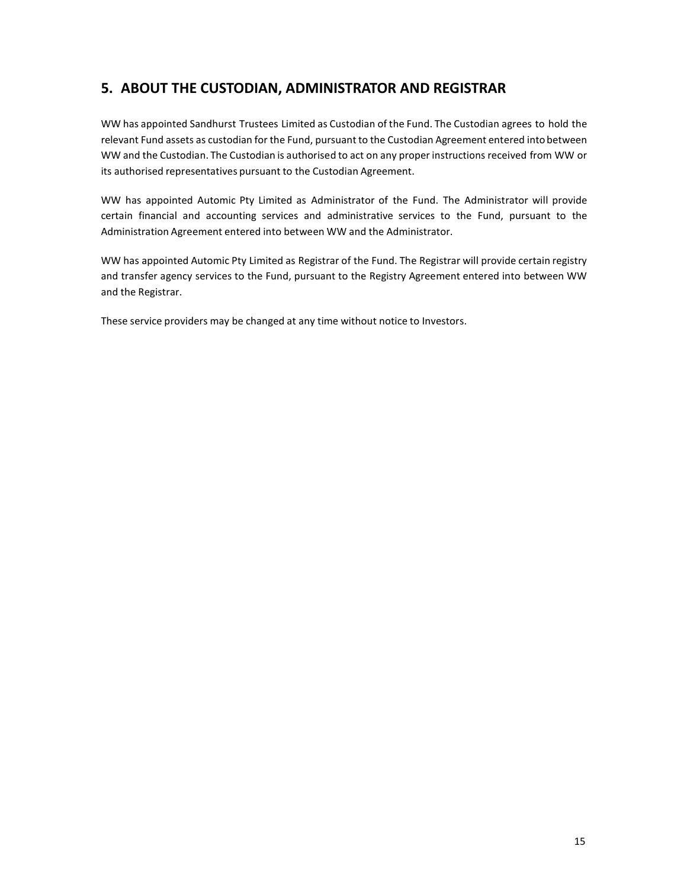## 5. ABOUT THE CUSTODIAN, ADMINISTRATOR AND REGISTRAR

WW has appointed Sandhurst Trustees Limited as Custodian of the Fund. The Custodian agrees to hold the relevant Fund assets as custodian for the Fund, pursuant to the Custodian Agreement entered into between WW and the Custodian. The Custodian is authorised to act on any proper instructions received from WW or its authorised representatives pursuant to the Custodian Agreement.

WW has appointed Automic Pty Limited as Administrator of the Fund. The Administrator will provide certain financial and accounting services and administrative services to the Fund, pursuant to the Administration Agreement entered into between WW and the Administrator.

WW has appointed Automic Pty Limited as Registrar of the Fund. The Registrar will provide certain registry and transfer agency services to the Fund, pursuant to the Registry Agreement entered into between WW and the Registrar.

These service providers may be changed at any time without notice to Investors.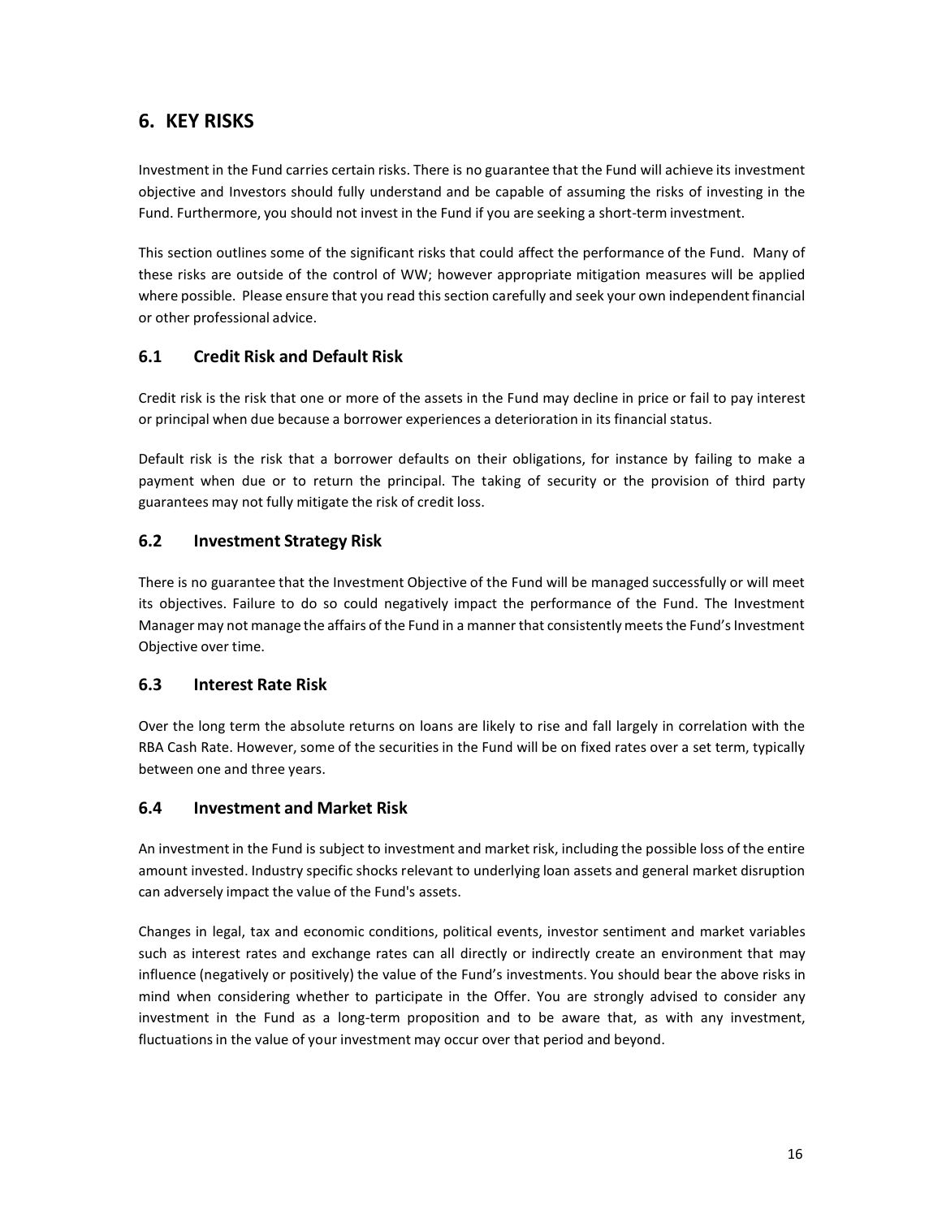# 6. KEY RISKS

Investment in the Fund carries certain risks. There is no guarantee that the Fund will achieve its investment objective and Investors should fully understand and be capable of assuming the risks of investing in the Fund. Furthermore, you should not invest in the Fund if you are seeking a short-term investment.

This section outlines some of the significant risks that could affect the performance of the Fund. Many of these risks are outside of the control of WW; however appropriate mitigation measures will be applied where possible. Please ensure that you read this section carefully and seek your own independent financial or other professional advice.

## 6.1 Credit Risk and Default Risk

Credit risk is the risk that one or more of the assets in the Fund may decline in price or fail to pay interest or principal when due because a borrower experiences a deterioration in its financial status.

Default risk is the risk that a borrower defaults on their obligations, for instance by failing to make a payment when due or to return the principal. The taking of security or the provision of third party guarantees may not fully mitigate the risk of credit loss.

## 6.2 Investment Strategy Risk

There is no guarantee that the Investment Objective of the Fund will be managed successfully or will meet its objectives. Failure to do so could negatively impact the performance of the Fund. The Investment Manager may not manage the affairs of the Fund in a manner that consistently meets the Fund's Investment Objective over time.

## 6.3 Interest Rate Risk

Over the long term the absolute returns on loans are likely to rise and fall largely in correlation with the RBA Cash Rate. However, some of the securities in the Fund will be on fixed rates over a set term, typically between one and three years.

## 6.4 Investment and Market Risk

An investment in the Fund is subject to investment and market risk, including the possible loss of the entire amount invested. Industry specific shocks relevant to underlying loan assets and general market disruption can adversely impact the value of the Fund's assets.

Changes in legal, tax and economic conditions, political events, investor sentiment and market variables such as interest rates and exchange rates can all directly or indirectly create an environment that may influence (negatively or positively) the value of the Fund's investments. You should bear the above risks in mind when considering whether to participate in the Offer. You are strongly advised to consider any investment in the Fund as a long-term proposition and to be aware that, as with any investment, fluctuations in the value of your investment may occur over that period and beyond.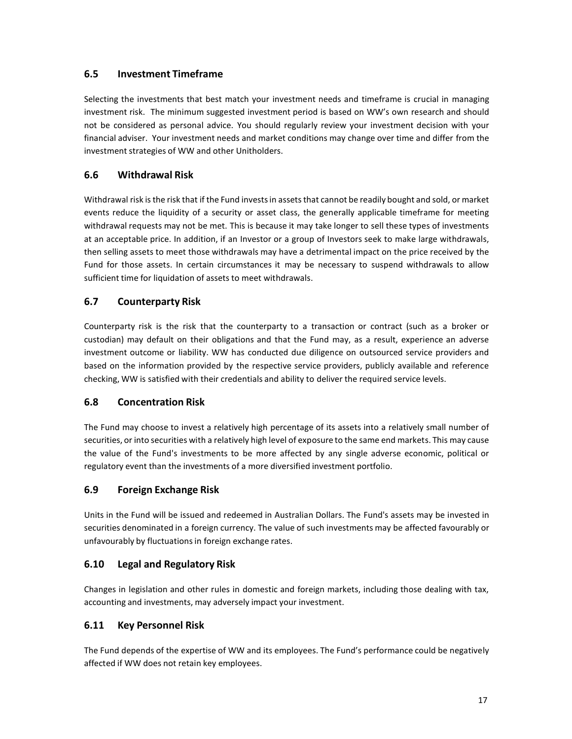## 6.5 Investment Timeframe

Selecting the investments that best match your investment needs and timeframe is crucial in managing investment risk. The minimum suggested investment period is based on WW's own research and should not be considered as personal advice. You should regularly review your investment decision with your financial adviser. Your investment needs and market conditions may change over time and differ from the investment strategies of WW and other Unitholders.

## 6.6 Withdrawal Risk

Withdrawal risk is the risk that if the Fund invests in assets that cannot be readily bought and sold, or market events reduce the liquidity of a security or asset class, the generally applicable timeframe for meeting withdrawal requests may not be met. This is because it may take longer to sell these types of investments at an acceptable price. In addition, if an Investor or a group of Investors seek to make large withdrawals, then selling assets to meet those withdrawals may have a detrimental impact on the price received by the Fund for those assets. In certain circumstances it may be necessary to suspend withdrawals to allow sufficient time for liquidation of assets to meet withdrawals.

## 6.7 Counterparty Risk

Counterparty risk is the risk that the counterparty to a transaction or contract (such as a broker or custodian) may default on their obligations and that the Fund may, as a result, experience an adverse investment outcome or liability. WW has conducted due diligence on outsourced service providers and based on the information provided by the respective service providers, publicly available and reference checking, WW is satisfied with their credentials and ability to deliver the required service levels.

## 6.8 Concentration Risk

The Fund may choose to invest a relatively high percentage of its assets into a relatively small number of securities, or into securities with a relatively high level of exposure to the same end markets. This may cause the value of the Fund's investments to be more affected by any single adverse economic, political or regulatory event than the investments of a more diversified investment portfolio.

## 6.9 Foreign Exchange Risk

Units in the Fund will be issued and redeemed in Australian Dollars. The Fund's assets may be invested in securities denominated in a foreign currency. The value of such investments may be affected favourably or unfavourably by fluctuations in foreign exchange rates.

## 6.10 Legal and Regulatory Risk

Changes in legislation and other rules in domestic and foreign markets, including those dealing with tax, accounting and investments, may adversely impact your investment.

## 6.11 Key Personnel Risk

The Fund depends of the expertise of WW and its employees. The Fund's performance could be negatively affected if WW does not retain key employees.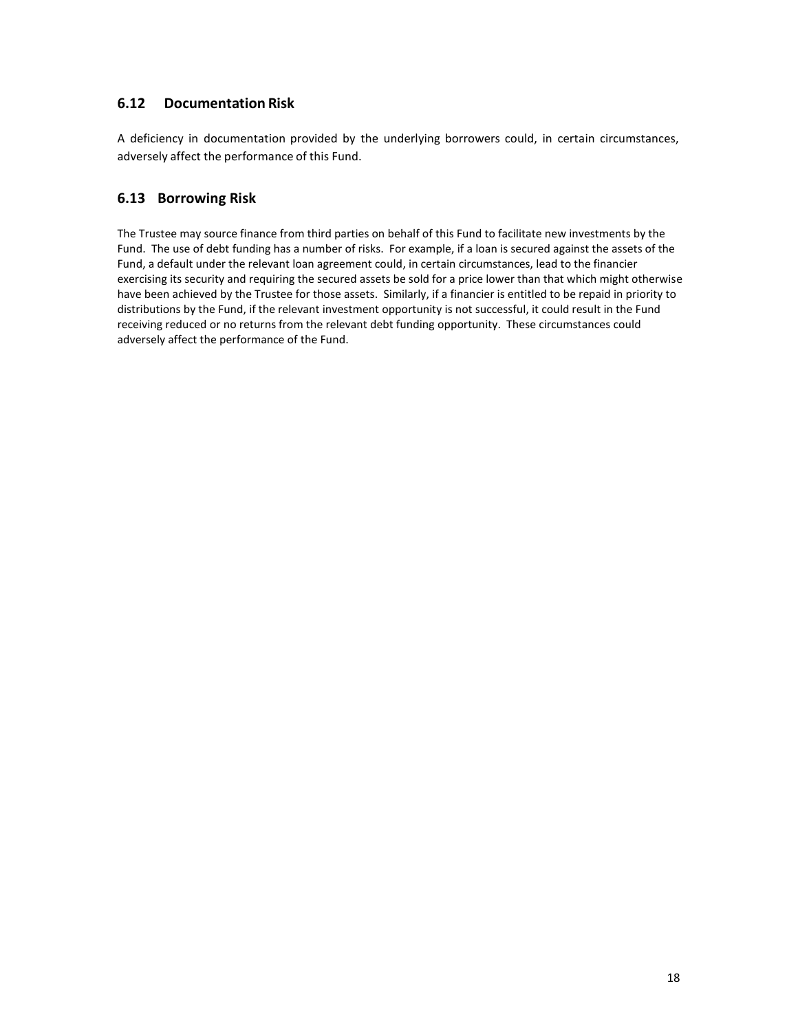### 6.12 Documentation Risk

A deficiency in documentation provided by the underlying borrowers could, in certain circumstances, adversely affect the performance of this Fund.

### 6.13 Borrowing Risk

The Trustee may source finance from third parties on behalf of this Fund to facilitate new investments by the Fund. The use of debt funding has a number of risks. For example, if a loan is secured against the assets of the Fund, a default under the relevant loan agreement could, in certain circumstances, lead to the financier exercising its security and requiring the secured assets be sold for a price lower than that which might otherwise have been achieved by the Trustee for those assets. Similarly, if a financier is entitled to be repaid in priority to distributions by the Fund, if the relevant investment opportunity is not successful, it could result in the Fund receiving reduced or no returns from the relevant debt funding opportunity. These circumstances could adversely affect the performance of the Fund.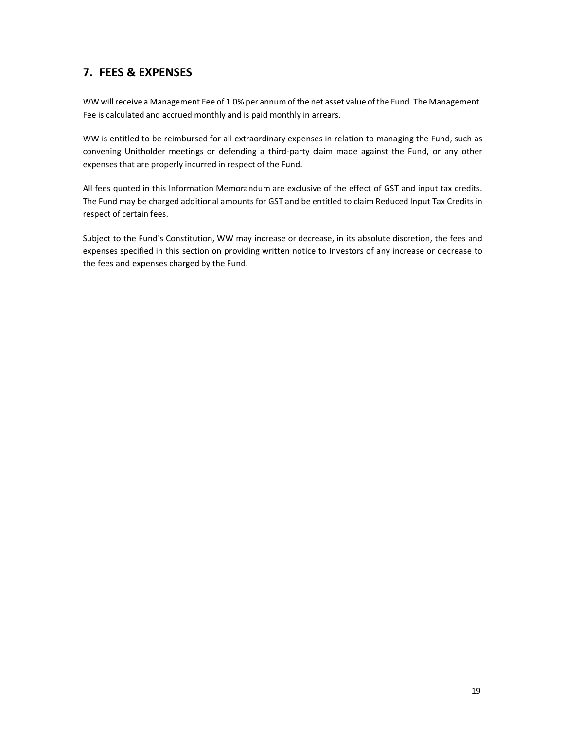## 7. FEES & EXPENSES

WW will receive a Management Fee of 1.0% per annum of the net asset value of the Fund. The Management Fee is calculated and accrued monthly and is paid monthly in arrears.

WW is entitled to be reimbursed for all extraordinary expenses in relation to managing the Fund, such as convening Unitholder meetings or defending a third-party claim made against the Fund, or any other expenses that are properly incurred in respect of the Fund.

All fees quoted in this Information Memorandum are exclusive of the effect of GST and input tax credits. The Fund may be charged additional amounts for GST and be entitled to claim Reduced Input Tax Credits in respect of certain fees.

Subject to the Fund's Constitution, WW may increase or decrease, in its absolute discretion, the fees and expenses specified in this section on providing written notice to Investors of any increase or decrease to the fees and expenses charged by the Fund.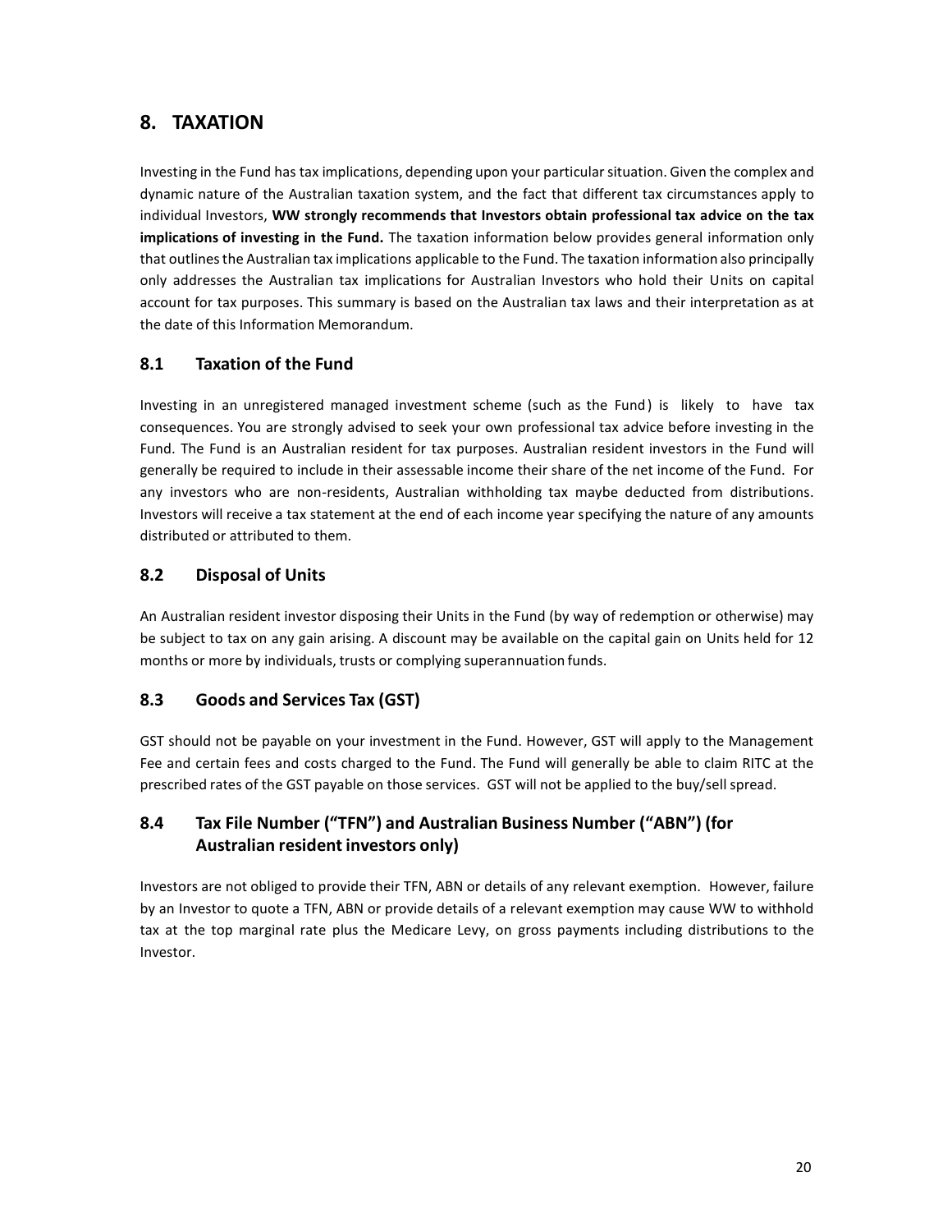# 8. TAXATION

Investing in the Fund has tax implications, depending upon your particular situation. Given the complex and dynamic nature of the Australian taxation system, and the fact that different tax circumstances apply to individual Investors, **WW strongly recommends that Investors obtain professional tax advice on the tax implications of investing in the Fund.** The taxation information below provides general information only that outlines the Australian tax implications applicable to the Fund. The taxation information also principally only addresses the Australian tax implications for Australian Investors who hold their Units on capital account for tax purposes. This summary is based on the Australian tax laws and their interpretation as at the date of this Information Memorandum.

## 8.1 Taxation of the Fund

Investing in an unregistered managed investment scheme (such as the Fund) is likely to have tax consequences. You are strongly advised to seek your own professional tax advice before investing in the Fund. The Fund is an Australian resident for tax purposes. Australian resident investors in the Fund will generally be required to include in their assessable income their share of the net income of the Fund. For any investors who are non-residents, Australian withholding tax maybe deducted from distributions. Investors will receive a tax statement at the end of each income year specifying the nature of any amounts distributed or attributed to them.

## 8.2 Disposal of Units

An Australian resident investor disposing their Units in the Fund (by way of redemption or otherwise) may be subject to tax on any gain arising. A discount may be available on the capital gain on Units held for 12 months or more by individuals, trusts or complying superannuation funds.

## 8.3 Goods and Services Tax (GST)

GST should not be payable on your investment in the Fund. However, GST will apply to the Management Fee and certain fees and costs charged to the Fund. The Fund will generally be able to claim RITC at the prescribed rates of the GST payable on those services. GST will not be applied to the buy/sell spread.

## 8.4 Tax File Number ("TFN") and Australian Business Number ("ABN") (for Australian resident investors only)

Investors are not obliged to provide their TFN, ABN or details of any relevant exemption. However, failure by an Investor to quote a TFN, ABN or provide details of a relevant exemption may cause WW to withhold tax at the top marginal rate plus the Medicare Levy, on gross payments including distributions to the Investor.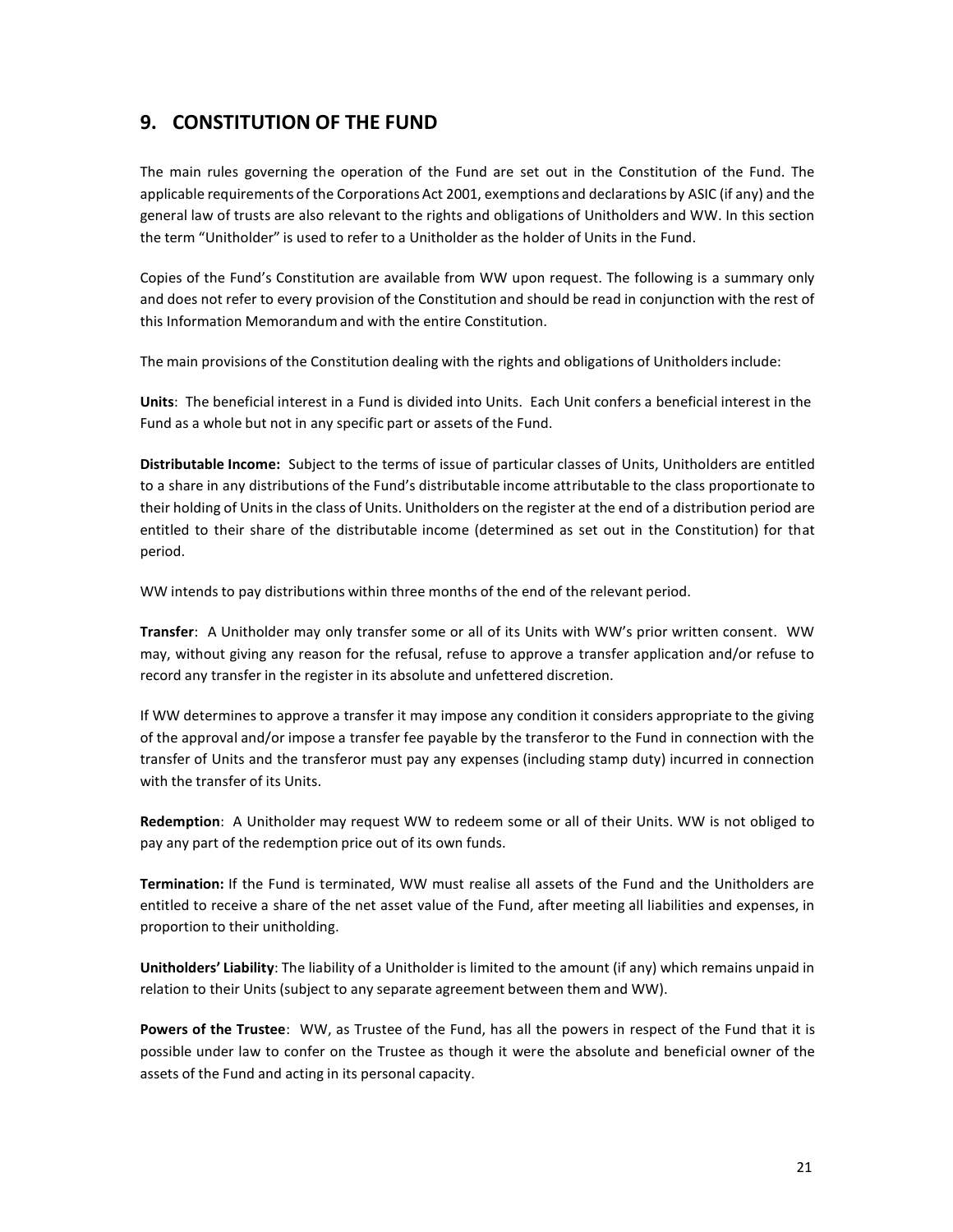## 9. CONSTITUTION OF THE FUND

The main rules governing the operation of the Fund are set out in the Constitution of the Fund. The applicable requirements of the Corporations Act 2001, exemptions and declarations by ASIC (if any) and the general law of trusts are also relevant to the rights and obligations of Unitholders and WW. In this section the term "Unitholder" is used to refer to a Unitholder as the holder of Units in the Fund.

Copies of the Fund's Constitution are available from WW upon request. The following is a summary only and does not refer to every provision of the Constitution and should be read in conjunction with the rest of this Information Memorandum and with the entire Constitution.

The main provisions of the Constitution dealing with the rights and obligations of Unitholders include:

**Units**: The beneficial interest in a Fund is divided into Units. Each Unit confers a beneficial interest in the Fund as a whole but not in any specific part or assets of the Fund.

**Distributable Income:** Subject to the terms of issue of particular classes of Units, Unitholders are entitled to a share in any distributions of the Fund's distributable income attributable to the class proportionate to their holding of Units in the class of Units. Unitholders on the register at the end of a distribution period are entitled to their share of the distributable income (determined as set out in the Constitution) for that period.

WW intends to pay distributions within three months of the end of the relevant period.

**Transfer**: A Unitholder may only transfer some or all of its Units with WW's prior written consent. WW may, without giving any reason for the refusal, refuse to approve a transfer application and/or refuse to record any transfer in the register in its absolute and unfettered discretion.

If WW determines to approve a transfer it may impose any condition it considers appropriate to the giving of the approval and/or impose a transfer fee payable by the transferor to the Fund in connection with the transfer of Units and the transferor must pay any expenses (including stamp duty) incurred in connection with the transfer of its Units.

**Redemption**: A Unitholder may request WW to redeem some or all of their Units. WW is not obliged to pay any part of the redemption price out of its own funds.

**Termination:** If the Fund is terminated, WW must realise all assets of the Fund and the Unitholders are entitled to receive a share of the net asset value of the Fund, after meeting all liabilities and expenses, in proportion to their unitholding.

**Unitholders' Liability**: The liability of a Unitholder is limited to the amount (if any) which remains unpaid in relation to their Units (subject to any separate agreement between them and WW).

**Powers of the Trustee**: WW, as Trustee of the Fund, has all the powers in respect of the Fund that it is possible under law to confer on the Trustee as though it were the absolute and beneficial owner of the assets of the Fund and acting in its personal capacity.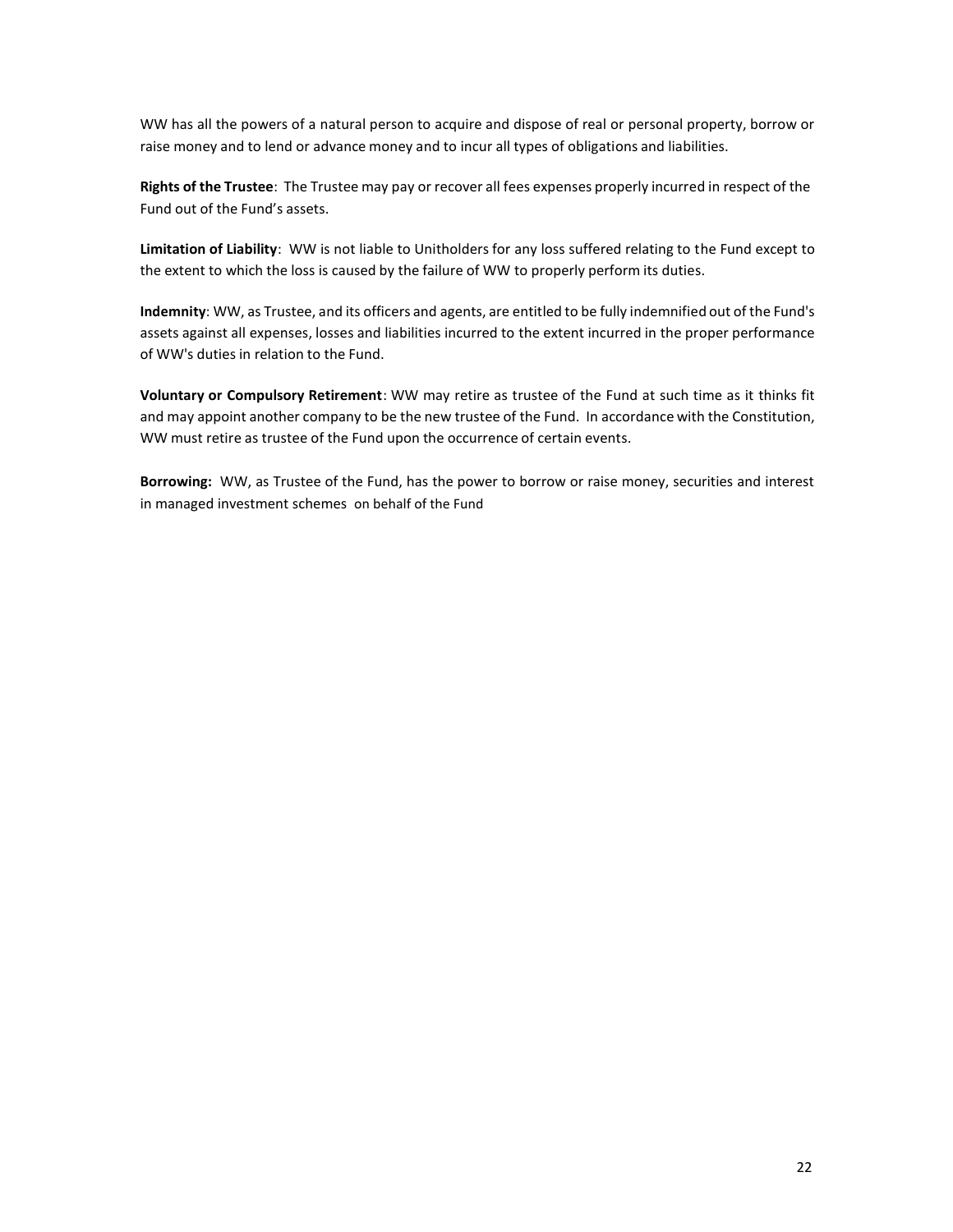WW has all the powers of a natural person to acquire and dispose of real or personal property, borrow or raise money and to lend or advance money and to incur all types of obligations and liabilities.

**Rights of the Trustee**: The Trustee may pay or recover all fees expenses properly incurred in respect of the Fund out of the Fund's assets.

**Limitation of Liability**: WW is not liable to Unitholders for any loss suffered relating to the Fund except to the extent to which the loss is caused by the failure of WW to properly perform its duties.

**Indemnity**: WW, as Trustee, and its officers and agents, are entitled to be fully indemnified out of the Fund's assets against all expenses, losses and liabilities incurred to the extent incurred in the proper performance of WW's duties in relation to the Fund.

**Voluntary or Compulsory Retirement**: WW may retire as trustee of the Fund at such time as it thinks fit and may appoint another company to be the new trustee of the Fund. In accordance with the Constitution, WW must retire as trustee of the Fund upon the occurrence of certain events.

**Borrowing:** WW, as Trustee of the Fund, has the power to borrow or raise money, securities and interest in managed investment schemes on behalf of the Fund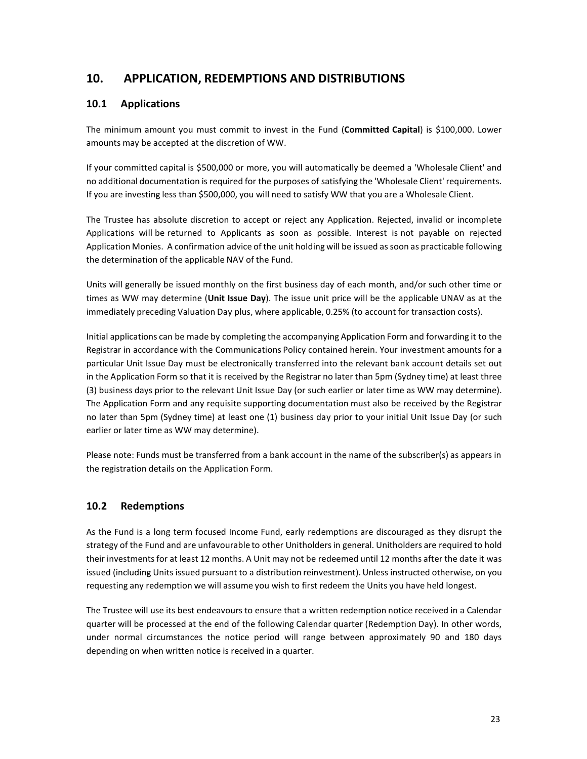## 10. APPLICATION, REDEMPTIONS AND DISTRIBUTIONS

### 10.1 Applications

The minimum amount you must commit to invest in the Fund (**Committed Capital**) is $100,000. Lower amounts may be accepted at the discretion of WW.

If your committed capital is $500,000 or more, you will automatically be deemed a 'Wholesale Client' and no additional documentation is required for the purposes of satisfying the 'Wholesale Client' requirements. If you are investing less than $500,000, you will need to satisfy WW that you are a Wholesale Client.

The Trustee has absolute discretion to accept or reject any Application. Rejected, invalid or incomplete Applications will be returned to Applicants as soon as possible. Interest is not payable on rejected Application Monies. A confirmation advice of the unit holding will be issued as soon as practicable following the determination of the applicable NAV of the Fund.

Units will generally be issued monthly on the first business day of each month, and/or such other time or times as WW may determine (**Unit Issue Day**). The issue unit price will be the applicable UNAV as at the immediately preceding Valuation Day plus, where applicable, 0.25% (to account for transaction costs).

Initial applications can be made by completing the accompanying Application Form and forwarding it to the Registrar in accordance with the Communications Policy contained herein. Your investment amounts for a particular Unit Issue Day must be electronically transferred into the relevant bank account details set out in the Application Form so that it is received by the Registrar no later than 5pm (Sydney time) at least three (3) business days prior to the relevant Unit Issue Day (or such earlier or later time as WW may determine). The Application Form and any requisite supporting documentation must also be received by the Registrar no later than 5pm (Sydney time) at least one (1) business day prior to your initial Unit Issue Day (or such earlier or later time as WW may determine).

Please note: Funds must be transferred from a bank account in the name of the subscriber(s) as appears in the registration details on the Application Form.

### 10.2 Redemptions

As the Fund is a long term focused Income Fund, early redemptions are discouraged as they disrupt the strategy of the Fund and are unfavourable to other Unitholders in general. Unitholders are required to hold their investments for at least 12 months. A Unit may not be redeemed until 12 months after the date it was issued (including Units issued pursuant to a distribution reinvestment). Unless instructed otherwise, on you requesting any redemption we will assume you wish to first redeem the Units you have held longest.

The Trustee will use its best endeavours to ensure that a written redemption notice received in a Calendar quarter will be processed at the end of the following Calendar quarter (Redemption Day). In other words, under normal circumstances the notice period will range between approximately 90 and 180 days depending on when written notice is received in a quarter.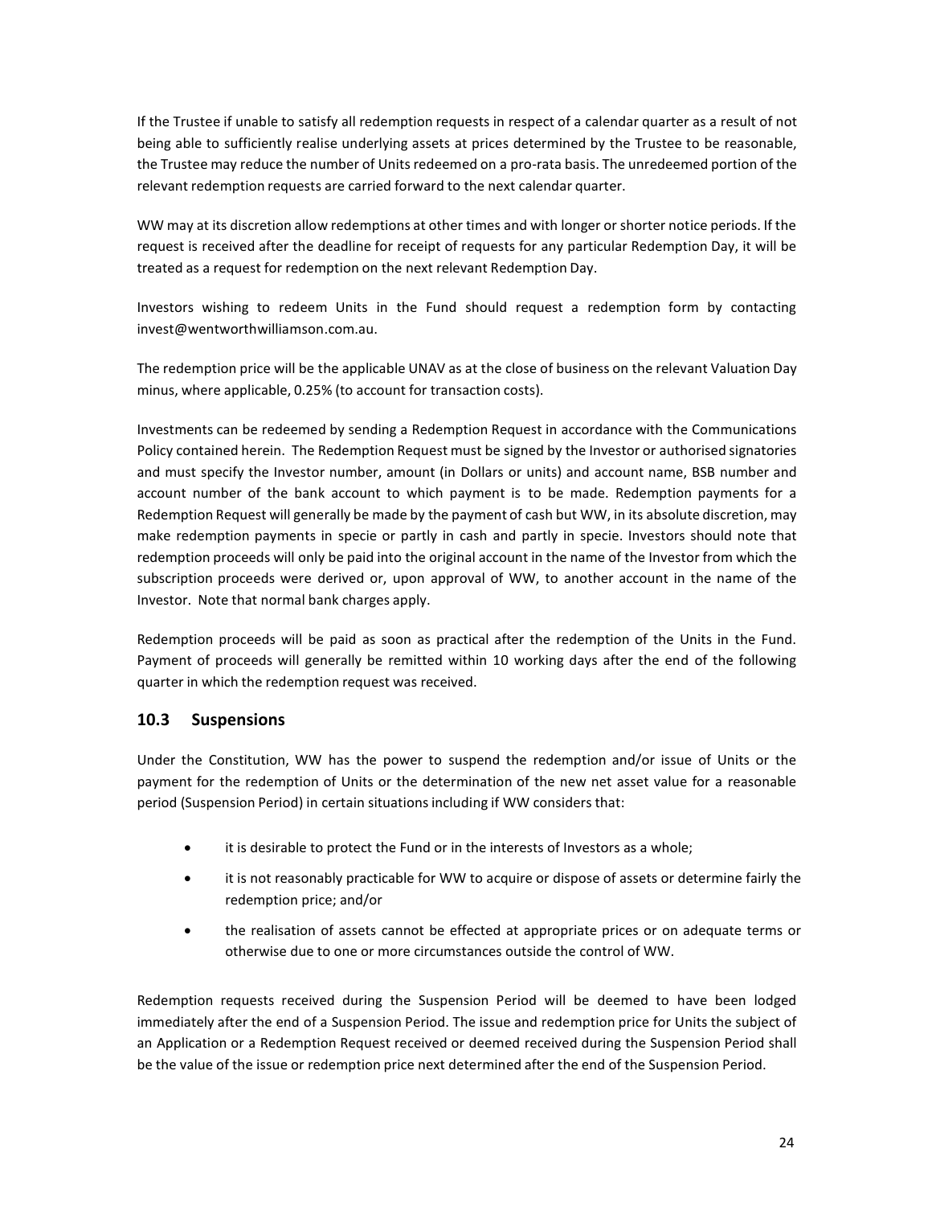If the Trustee if unable to satisfy all redemption requests in respect of a calendar quarter as a result of not being able to sufficiently realise underlying assets at prices determined by the Trustee to be reasonable, the Trustee may reduce the number of Units redeemed on a pro-rata basis. The unredeemed portion of the relevant redemption requests are carried forward to the next calendar quarter.

WW may at its discretion allow redemptions at other times and with longer or shorter notice periods. If the request is received after the deadline for receipt of requests for any particular Redemption Day, it will be treated as a request for redemption on the next relevant Redemption Day.

Investors wishing to redeem Units in the Fund should request a redemption form by contacting invest@wentworthwilliamson.com.au.

The redemption price will be the applicable UNAV as at the close of business on the relevant Valuation Day minus, where applicable, 0.25% (to account for transaction costs).

Investments can be redeemed by sending a Redemption Request in accordance with the Communications Policy contained herein. The Redemption Request must be signed by the Investor or authorised signatories and must specify the Investor number, amount (in Dollars or units) and account name, BSB number and account number of the bank account to which payment is to be made. Redemption payments for a Redemption Request will generally be made by the payment of cash but WW, in its absolute discretion, may make redemption payments in specie or partly in cash and partly in specie. Investors should note that redemption proceeds will only be paid into the original account in the name of the Investor from which the subscription proceeds were derived or, upon approval of WW, to another account in the name of the Investor. Note that normal bank charges apply.

Redemption proceeds will be paid as soon as practical after the redemption of the Units in the Fund. Payment of proceeds will generally be remitted within 10 working days after the end of the following quarter in which the redemption request was received.

## 10.3 Suspensions

Under the Constitution, WW has the power to suspend the redemption and/or issue of Units or the payment for the redemption of Units or the determination of the new net asset value for a reasonable period (Suspension Period) in certain situations including if WW considers that:

- it is desirable to protect the Fund or in the interests of Investors as a whole;
- it is not reasonably practicable for WW to acquire or dispose of assets or determine fairly the redemption price; and/or
- the realisation of assets cannot be effected at appropriate prices or on adequate terms or otherwise due to one or more circumstances outside the control of WW.

Redemption requests received during the Suspension Period will be deemed to have been lodged immediately after the end of a Suspension Period. The issue and redemption price for Units the subject of an Application or a Redemption Request received or deemed received during the Suspension Period shall be the value of the issue or redemption price next determined after the end of the Suspension Period.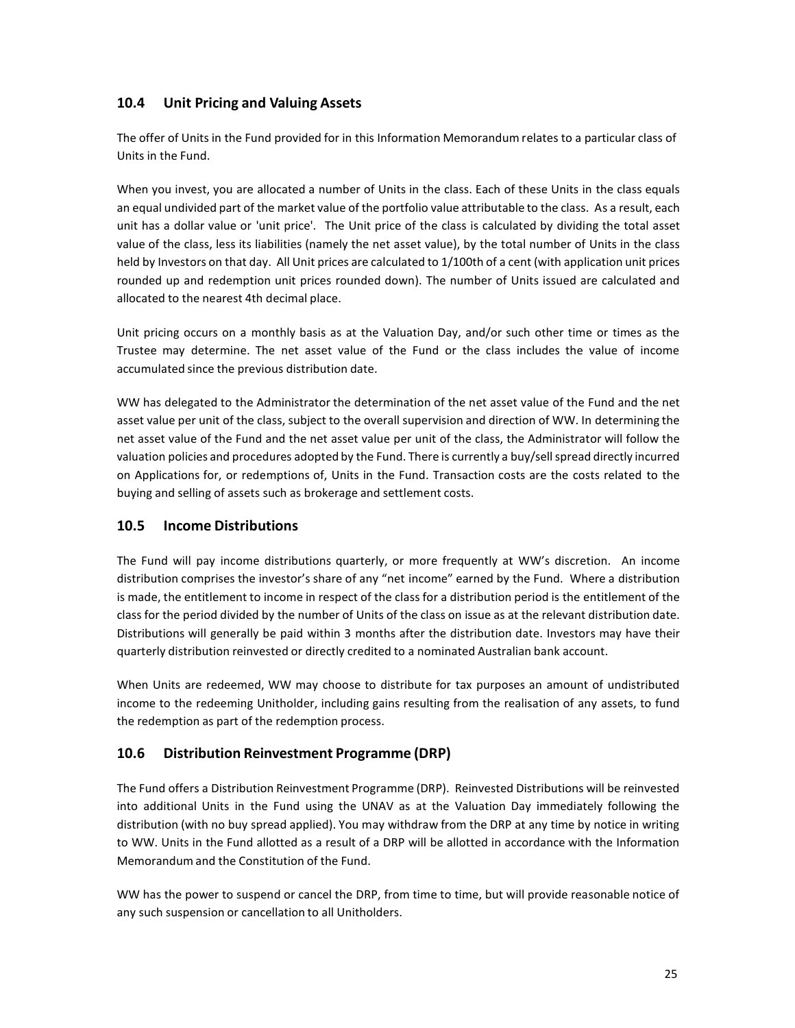## 10.4 Unit Pricing and Valuing Assets

The offer of Units in the Fund provided for in this Information Memorandum relates to a particular class of Units in the Fund.

When you invest, you are allocated a number of Units in the class. Each of these Units in the class equals an equal undivided part of the market value of the portfolio value attributable to the class. As a result, each unit has a dollar value or 'unit price'. The Unit price of the class is calculated by dividing the total asset value of the class, less its liabilities (namely the net asset value), by the total number of Units in the class held by Investors on that day. All Unit prices are calculated to 1/100th of a cent (with application unit prices rounded up and redemption unit prices rounded down). The number of Units issued are calculated and allocated to the nearest 4th decimal place.

Unit pricing occurs on a monthly basis as at the Valuation Day, and/or such other time or times as the Trustee may determine. The net asset value of the Fund or the class includes the value of income accumulated since the previous distribution date.

WW has delegated to the Administrator the determination of the net asset value of the Fund and the net asset value per unit of the class, subject to the overall supervision and direction of WW. In determining the net asset value of the Fund and the net asset value per unit of the class, the Administrator will follow the valuation policies and procedures adopted by the Fund. There is currently a buy/sell spread directly incurred on Applications for, or redemptions of, Units in the Fund. Transaction costs are the costs related to the buying and selling of assets such as brokerage and settlement costs.

## 10.5 Income Distributions

The Fund will pay income distributions quarterly, or more frequently at WW's discretion. An income distribution comprises the investor's share of any "net income" earned by the Fund. Where a distribution is made, the entitlement to income in respect of the class for a distribution period is the entitlement of the class for the period divided by the number of Units of the class on issue as at the relevant distribution date. Distributions will generally be paid within 3 months after the distribution date. Investors may have their quarterly distribution reinvested or directly credited to a nominated Australian bank account.

When Units are redeemed, WW may choose to distribute for tax purposes an amount of undistributed income to the redeeming Unitholder, including gains resulting from the realisation of any assets, to fund the redemption as part of the redemption process.

## 10.6 Distribution Reinvestment Programme (DRP)

The Fund offers a Distribution Reinvestment Programme (DRP). Reinvested Distributions will be reinvested into additional Units in the Fund using the UNAV as at the Valuation Day immediately following the distribution (with no buy spread applied). You may withdraw from the DRP at any time by notice in writing to WW. Units in the Fund allotted as a result of a DRP will be allotted in accordance with the Information Memorandum and the Constitution of the Fund.

WW has the power to suspend or cancel the DRP, from time to time, but will provide reasonable notice of any such suspension or cancellation to all Unitholders.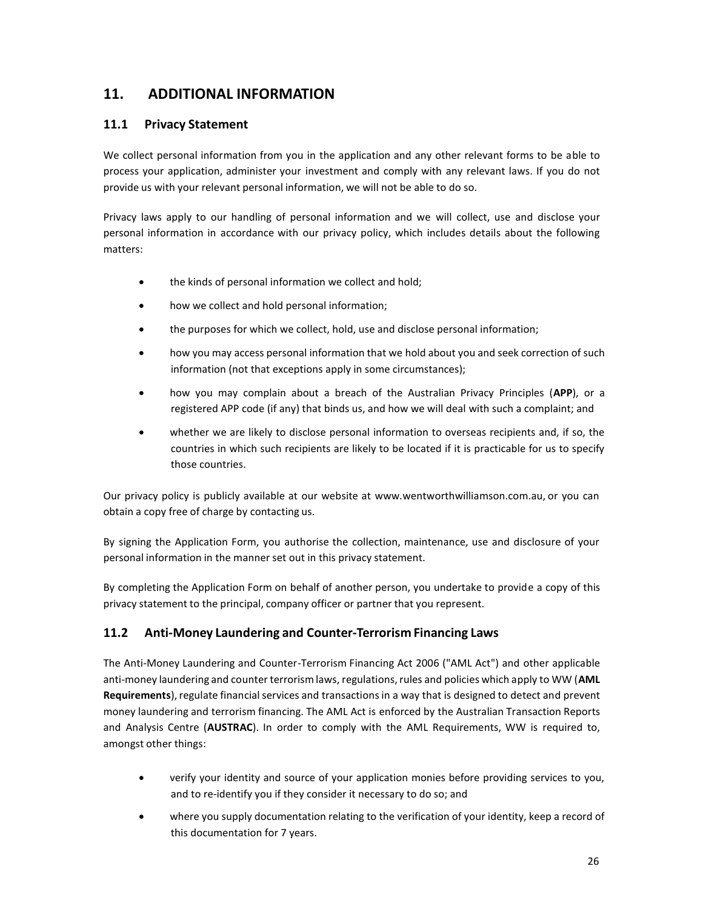# 11. ADDITIONAL INFORMATION

## 11.1 Privacy Statement

We collect personal information from you in the application and any other relevant forms to be able to process your application, administer your investment and comply with any relevant laws. If you do not provide us with your relevant personal information, we will not be able to do so.

Privacy laws apply to our handling of personal information and we will collect, use and disclose your personal information in accordance with our privacy policy, which includes details about the following matters:

- the kinds of personal information we collect and hold;
- how we collect and hold personal information;
- the purposes for which we collect, hold, use and disclose personal information;
- how you may access personal information that we hold about you and seek correction of such information (not that exceptions apply in some circumstances);
- how you may complain about a breach of the Australian Privacy Principles (**APP**), or a registered APP code (if any) that binds us, and how we will deal with such a complaint; and
- whether we are likely to disclose personal information to overseas recipients and, if so, the countries in which such recipients are likely to be located if it is practicable for us to specify those countries.

Our privacy policy is publicly available at our website at www.wentworthwilliamson.com.au, or you can obtain a copy free of charge by contacting us.

By signing the Application Form, you authorise the collection, maintenance, use and disclosure of your personal information in the manner set out in this privacy statement.

By completing the Application Form on behalf of another person, you undertake to provide a copy of this privacy statement to the principal, company officer or partner that you represent.

## 11.2 Anti-Money Laundering and Counter-Terrorism Financing Laws

The Anti-Money Laundering and Counter-Terrorism Financing Act 2006 ("AML Act") and other applicable anti-money laundering and counter terrorism laws, regulations, rules and policies which apply to WW (**AML Requirements**), regulate financial services and transactions in a way that is designed to detect and prevent money laundering and terrorism financing. The AML Act is enforced by the Australian Transaction Reports and Analysis Centre (**AUSTRAC**). In order to comply with the AML Requirements, WW is required to, amongst other things:

- verify your identity and source of your application monies before providing services to you, and to re-identify you if they consider it necessary to do so; and
- where you supply documentation relating to the verification of your identity, keep a record of this documentation for 7 years.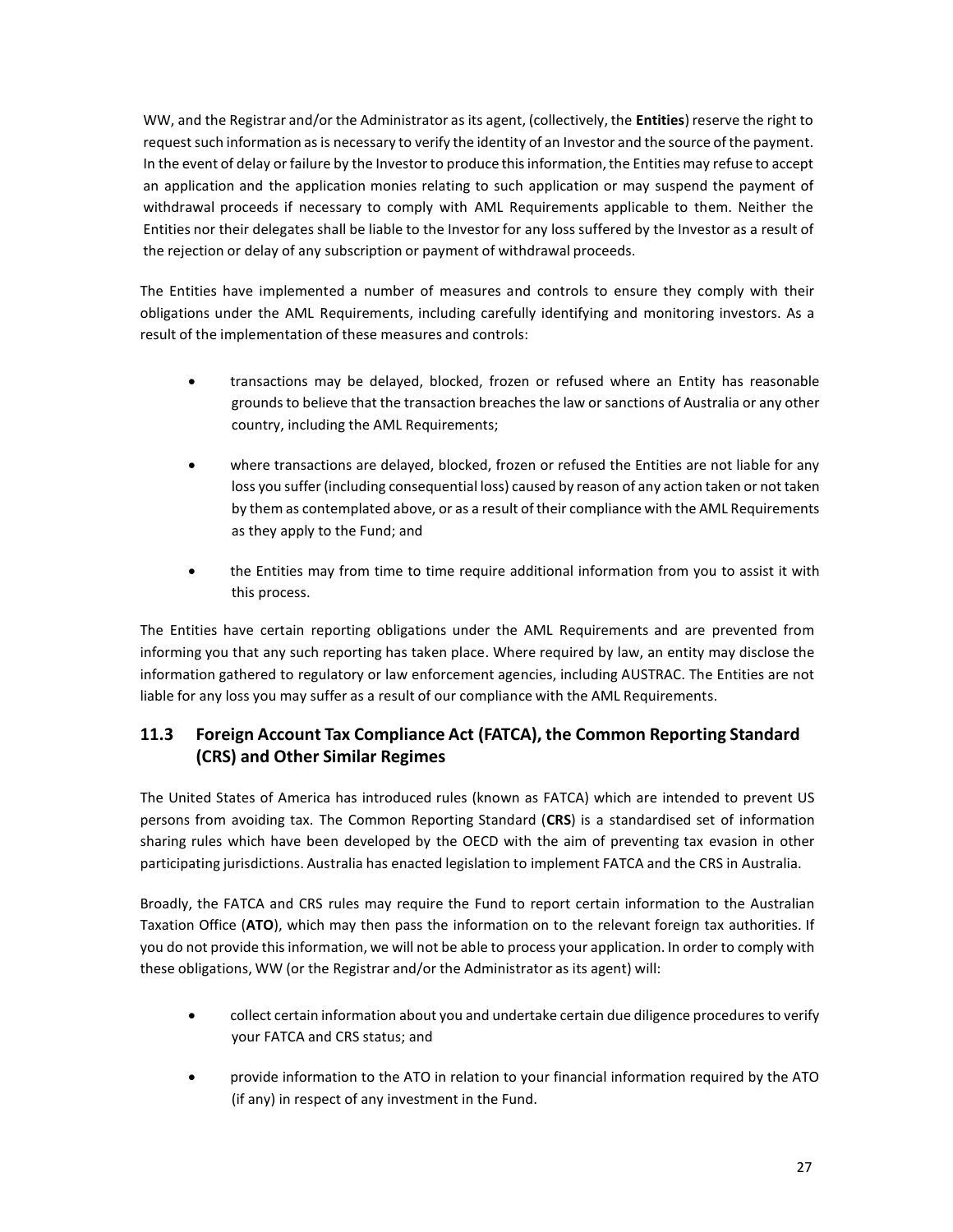WW, and the Registrar and/or the Administrator as its agent, (collectively, the **Entities**) reserve the right to request such information as is necessary to verify the identity of an Investor and the source of the payment. In the event of delay or failure by the Investor to produce this information, the Entities may refuse to accept an application and the application monies relating to such application or may suspend the payment of withdrawal proceeds if necessary to comply with AML Requirements applicable to them. Neither the Entities nor their delegates shall be liable to the Investor for any loss suffered by the Investor as a result of the rejection or delay of any subscription or payment of withdrawal proceeds.

The Entities have implemented a number of measures and controls to ensure they comply with their obligations under the AML Requirements, including carefully identifying and monitoring investors. As a result of the implementation of these measures and controls:

- transactions may be delayed, blocked, frozen or refused where an Entity has reasonable grounds to believe that the transaction breaches the law or sanctions of Australia or any other country, including the AML Requirements;
- where transactions are delayed, blocked, frozen or refused the Entities are not liable for any loss you suffer (including consequential loss) caused by reason of any action taken or not taken by them as contemplated above, or as a result of their compliance with the AML Requirements as they apply to the Fund; and
- the Entities may from time to time require additional information from you to assist it with this process.

The Entities have certain reporting obligations under the AML Requirements and are prevented from informing you that any such reporting has taken place. Where required by law, an entity may disclose the information gathered to regulatory or law enforcement agencies, including AUSTRAC. The Entities are not liable for any loss you may suffer as a result of our compliance with the AML Requirements.

## 11.3 Foreign Account Tax Compliance Act (FATCA), the Common Reporting Standard (CRS) and Other Similar Regimes

The United States of America has introduced rules (known as FATCA) which are intended to prevent US persons from avoiding tax. The Common Reporting Standard (**CRS**) is a standardised set of information sharing rules which have been developed by the OECD with the aim of preventing tax evasion in other participating jurisdictions. Australia has enacted legislation to implement FATCA and the CRS in Australia.

Broadly, the FATCA and CRS rules may require the Fund to report certain information to the Australian Taxation Office (**ATO**), which may then pass the information on to the relevant foreign tax authorities. If you do not provide this information, we will not be able to process your application. In order to comply with these obligations, WW (or the Registrar and/or the Administrator as its agent) will:

- collect certain information about you and undertake certain due diligence procedures to verify your FATCA and CRS status; and
- provide information to the ATO in relation to your financial information required by the ATO (if any) in respect of any investment in the Fund.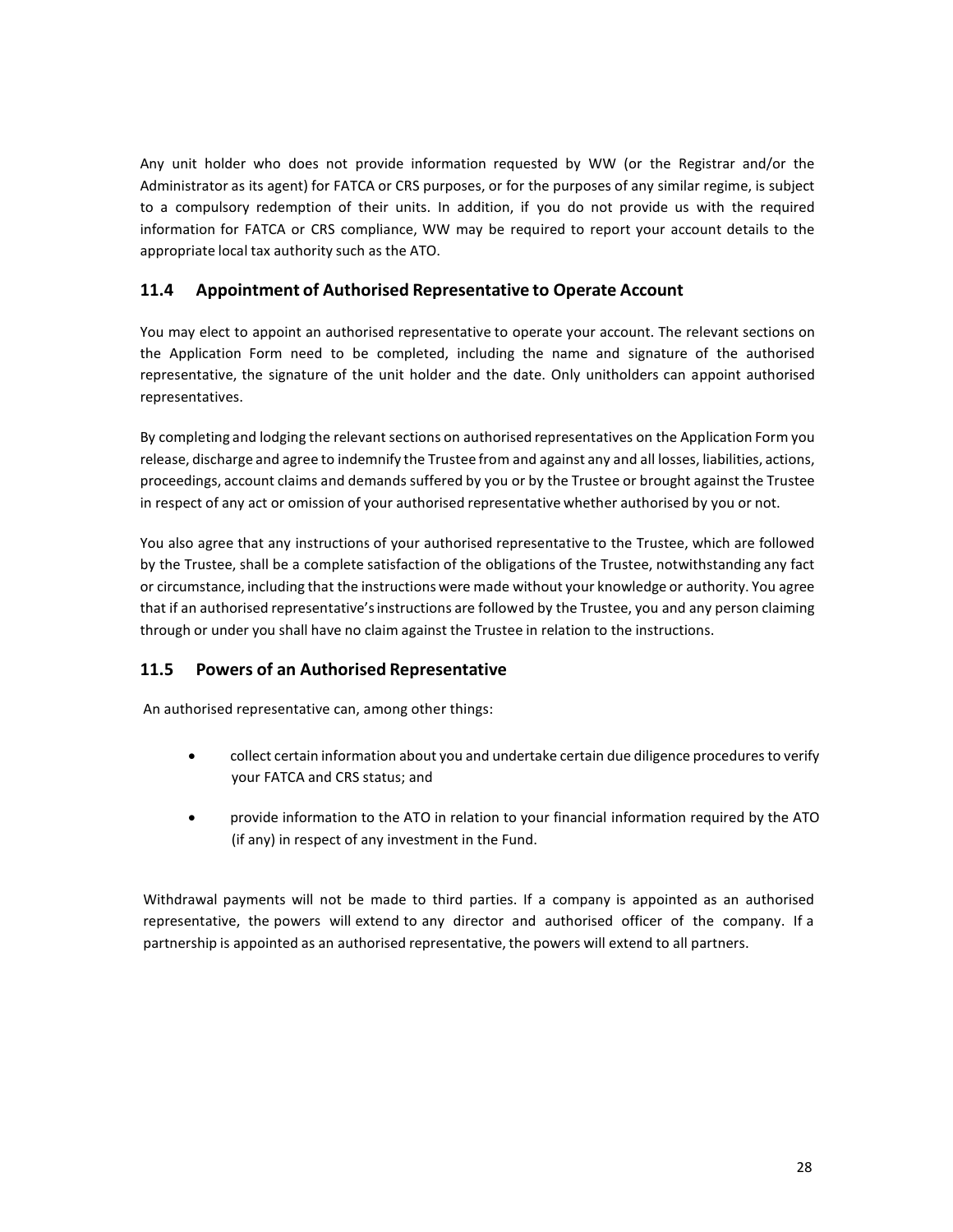Any unit holder who does not provide information requested by WW (or the Registrar and/or the Administrator as its agent) for FATCA or CRS purposes, or for the purposes of any similar regime, is subject to a compulsory redemption of their units. In addition, if you do not provide us with the required information for FATCA or CRS compliance, WW may be required to report your account details to the appropriate local tax authority such as the ATO.

## 11.4 Appointment of Authorised Representative to Operate Account

You may elect to appoint an authorised representative to operate your account. The relevant sections on the Application Form need to be completed, including the name and signature of the authorised representative, the signature of the unit holder and the date. Only unitholders can appoint authorised representatives.

By completing and lodging the relevant sections on authorised representatives on the Application Form you release, discharge and agree to indemnify the Trustee from and against any and all losses, liabilities, actions, proceedings, account claims and demands suffered by you or by the Trustee or brought against the Trustee in respect of any act or omission of your authorised representative whether authorised by you or not.

You also agree that any instructions of your authorised representative to the Trustee, which are followed by the Trustee, shall be a complete satisfaction of the obligations of the Trustee, notwithstanding any fact or circumstance, including that the instructions were made without your knowledge or authority. You agree that if an authorised representative's instructions are followed by the Trustee, you and any person claiming through or under you shall have no claim against the Trustee in relation to the instructions.

## 11.5 Powers of an Authorised Representative

An authorised representative can, among other things:

- collect certain information about you and undertake certain due diligence procedures to verify your FATCA and CRS status; and
- provide information to the ATO in relation to your financial information required by the ATO (if any) in respect of any investment in the Fund.

Withdrawal payments will not be made to third parties. If a company is appointed as an authorised representative, the powers will extend to any director and authorised officer of the company. If a partnership is appointed as an authorised representative, the powers will extend to all partners.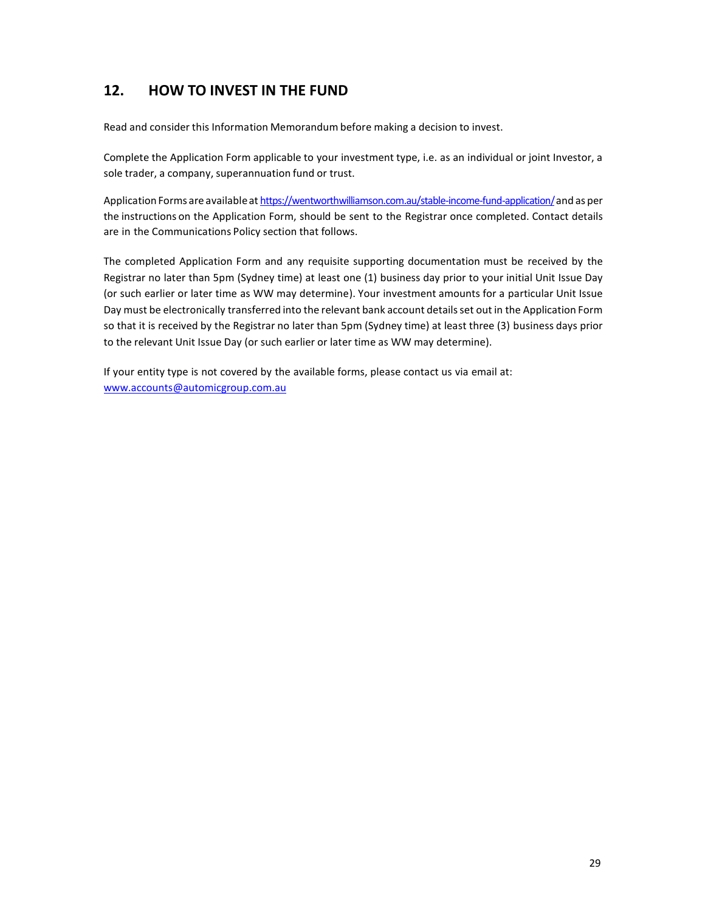## 12. HOW TO INVEST IN THE FUND

Read and consider this Information Memorandum before making a decision to invest.

Complete the Application Form applicable to your investment type, i.e. as an individual or joint Investor, a sole trader, a company, superannuation fund or trust.

Application Forms are available at https://wentworthwilliamson.com.au/stable-income-fund-application/ and as per the instructions on the Application Form, should be sent to the Registrar once completed. Contact details are in the Communications Policy section that follows.

The completed Application Form and any requisite supporting documentation must be received by the Registrar no later than 5pm (Sydney time) at least one (1) business day prior to your initial Unit Issue Day (or such earlier or later time as WW may determine). Your investment amounts for a particular Unit Issue Day must be electronically transferred into the relevant bank account details set out in the Application Form so that it is received by the Registrar no later than 5pm (Sydney time) at least three (3) business days prior to the relevant Unit Issue Day (or such earlier or later time as WW may determine).

If your entity type is not covered by the available forms, please contact us via email at: www.accounts@automicgroup.com.au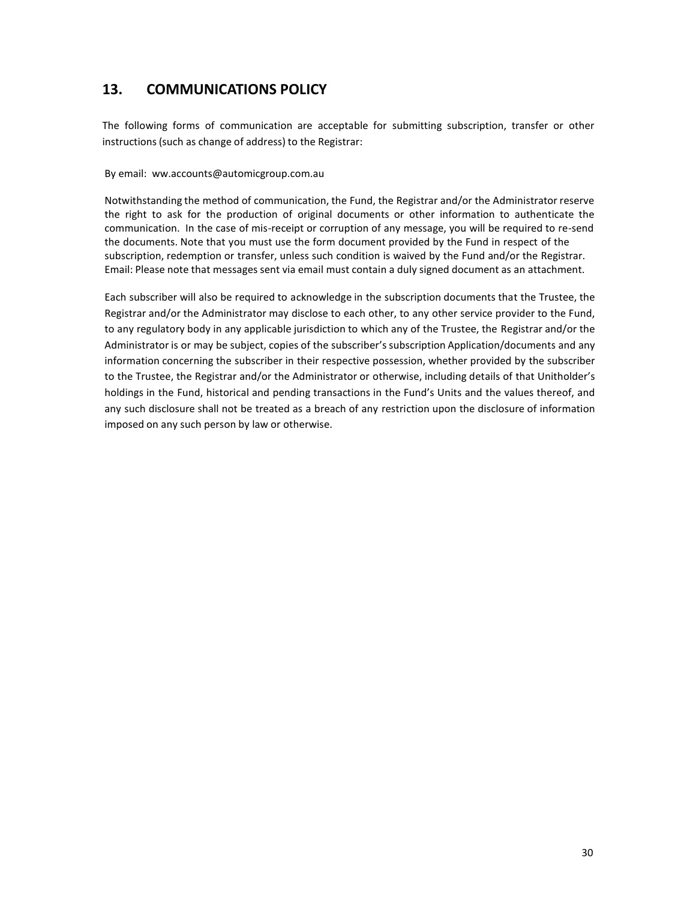## 13. COMMUNICATIONS POLICY

The following forms of communication are acceptable for submitting subscription, transfer or other instructions (such as change of address) to the Registrar:

By email: ww.accounts@automicgroup.com.au

Notwithstanding the method of communication, the Fund, the Registrar and/or the Administrator reserve the right to ask for the production of original documents or other information to authenticate the communication. In the case of mis-receipt or corruption of any message, you will be required to re-send the documents. Note that you must use the form document provided by the Fund in respect of the subscription, redemption or transfer, unless such condition is waived by the Fund and/or the Registrar. Email: Please note that messages sent via email must contain a duly signed document as an attachment.

Each subscriber will also be required to acknowledge in the subscription documents that the Trustee, the Registrar and/or the Administrator may disclose to each other, to any other service provider to the Fund, to any regulatory body in any applicable jurisdiction to which any of the Trustee, the Registrar and/or the Administrator is or may be subject, copies of the subscriber's subscription Application/documents and any information concerning the subscriber in their respective possession, whether provided by the subscriber to the Trustee, the Registrar and/or the Administrator or otherwise, including details of that Unitholder's holdings in the Fund, historical and pending transactions in the Fund's Units and the values thereof, and any such disclosure shall not be treated as a breach of any restriction upon the disclosure of information imposed on any such person by law or otherwise.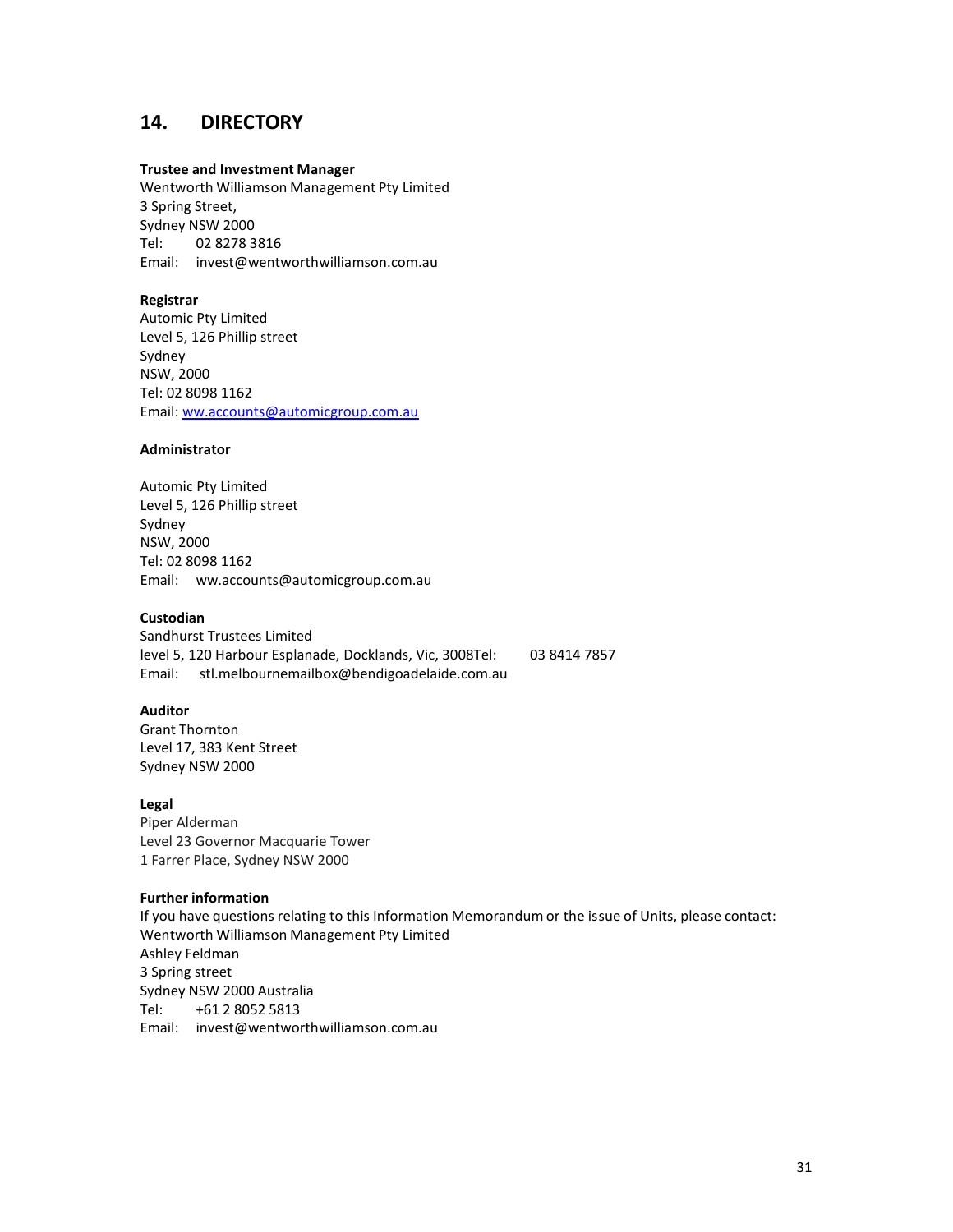## 14. DIRECTORY

**Trustee and Investment Manager**
Wentworth Williamson Management Pty Limited
3 Spring Street,
Sydney NSW 2000
Tel: 02 8278 3816
Email: invest@wentworthwilliamson.com.au

**Registrar**
Automic Pty Limited
Level 5, 126 Phillip street
Sydney
NSW, 2000
Tel: 02 8098 1162
Email: ww.accounts@automicgroup.com.au

**Administrator**

Automic Pty Limited
Level 5, 126 Phillip street
Sydney
NSW, 2000
Tel: 02 8098 1162
Email: ww.accounts@automicgroup.com.au

**Custodian**
Sandhurst Trustees Limited
level 5, 120 Harbour Esplanade, Docklands, Vic, 3008Tel: 03 8414 7857
Email: stl.melbournemailbox@bendigoadelaide.com.au

**Auditor**
Grant Thornton
Level 17, 383 Kent Street
Sydney NSW 2000

**Legal**
Piper Alderman
Level 23 Governor Macquarie Tower
1 Farrer Place, Sydney NSW 2000

**Further information**
If you have questions relating to this Information Memorandum or the issue of Units, please contact:
Wentworth Williamson Management Pty Limited
Ashley Feldman
3 Spring street
Sydney NSW 2000 Australia
Tel: +61 2 8052 5813
Email: invest@wentworthwilliamson.com.au